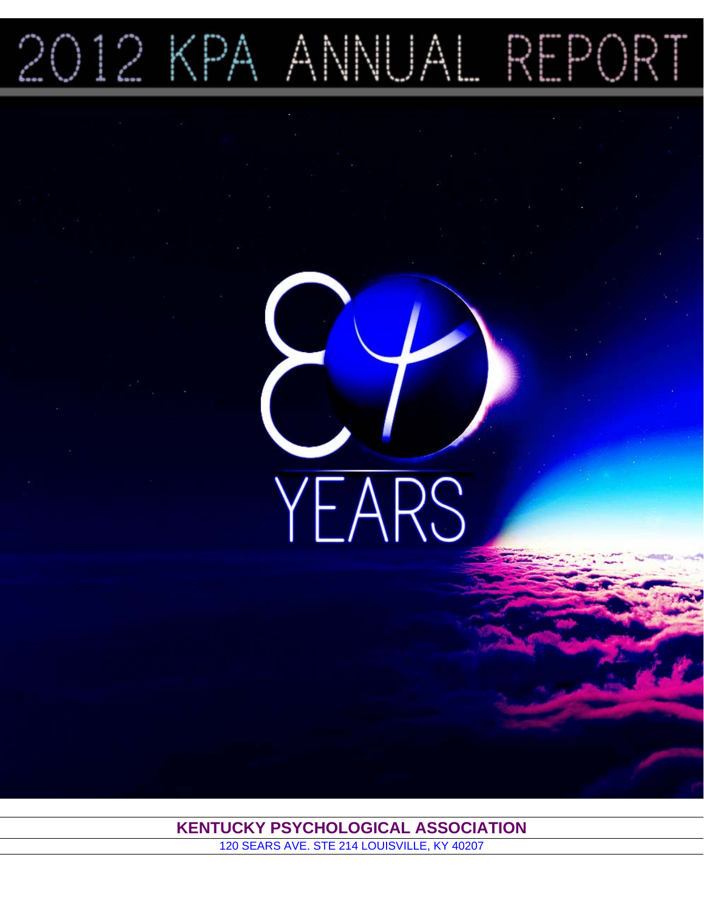# 2012 KPA ANNUAL REPORT

80 YEARS

**KENTUCKY PSYCHOLOGICAL ASSOCIATION**

120 SEARS AVE. STE 214 LOUISVILLE, KY 40207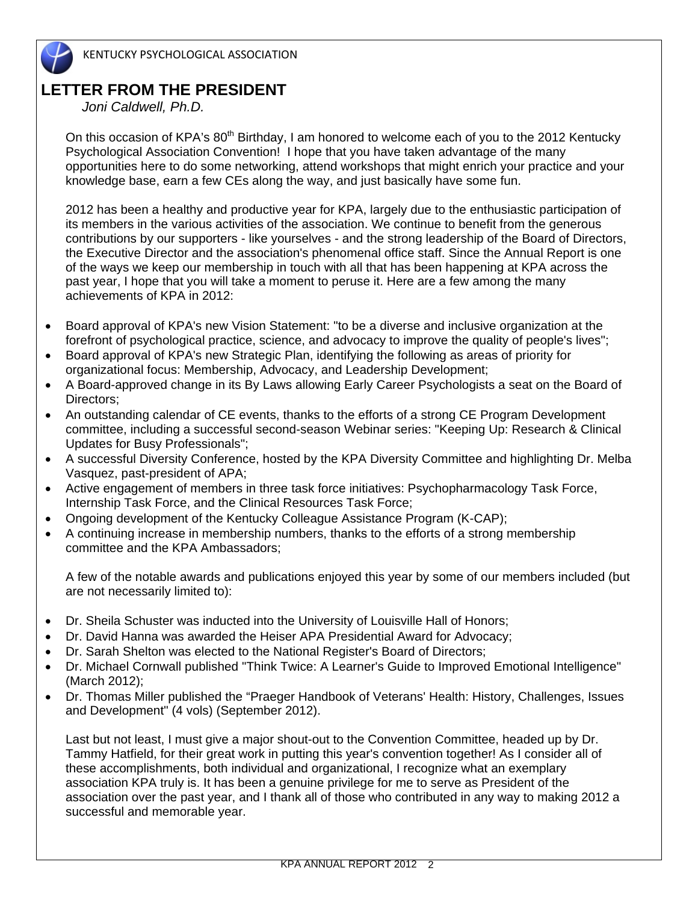KENTUCKY PSYCHOLOGICAL ASSOCIATION

# LETTER FROM THE PRESIDENT

*Joni Caldwell, Ph.D.*

On this occasion of KPA's 80th Birthday, I am honored to welcome each of you to the 2012 Kentucky Psychological Association Convention! I hope that you have taken advantage of the many opportunities here to do some networking, attend workshops that might enrich your practice and your knowledge base, earn a few CEs along the way, and just basically have some fun.

2012 has been a healthy and productive year for KPA, largely due to the enthusiastic participation of its members in the various activities of the association. We continue to benefit from the generous contributions by our supporters - like yourselves - and the strong leadership of the Board of Directors, the Executive Director and the association's phenomenal office staff. Since the Annual Report is one of the ways we keep our membership in touch with all that has been happening at KPA across the past year, I hope that you will take a moment to peruse it. Here are a few among the many achievements of KPA in 2012:

- Board approval of KPA's new Vision Statement: "to be a diverse and inclusive organization at the forefront of psychological practice, science, and advocacy to improve the quality of people's lives";
- Board approval of KPA's new Strategic Plan, identifying the following as areas of priority for organizational focus: Membership, Advocacy, and Leadership Development;
- A Board-approved change in its By Laws allowing Early Career Psychologists a seat on the Board of Directors;
- An outstanding calendar of CE events, thanks to the efforts of a strong CE Program Development committee, including a successful second-season Webinar series: "Keeping Up: Research & Clinical Updates for Busy Professionals";
- A successful Diversity Conference, hosted by the KPA Diversity Committee and highlighting Dr. Melba Vasquez, past-president of APA;
- Active engagement of members in three task force initiatives: Psychopharmacology Task Force, Internship Task Force, and the Clinical Resources Task Force;
- Ongoing development of the Kentucky Colleague Assistance Program (K-CAP);
- A continuing increase in membership numbers, thanks to the efforts of a strong membership committee and the KPA Ambassadors;

A few of the notable awards and publications enjoyed this year by some of our members included (but are not necessarily limited to):

- Dr. Sheila Schuster was inducted into the University of Louisville Hall of Honors;
- Dr. David Hanna was awarded the Heiser APA Presidential Award for Advocacy;
- Dr. Sarah Shelton was elected to the National Register's Board of Directors;
- Dr. Michael Cornwall published "Think Twice: A Learner's Guide to Improved Emotional Intelligence" (March 2012);
- Dr. Thomas Miller published the "Praeger Handbook of Veterans' Health: History, Challenges, Issues and Development" (4 vols) (September 2012).

Last but not least, I must give a major shout-out to the Convention Committee, headed up by Dr. Tammy Hatfield, for their great work in putting this year's convention together! As I consider all of these accomplishments, both individual and organizational, I recognize what an exemplary association KPA truly is. It has been a genuine privilege for me to serve as President of the association over the past year, and I thank all of those who contributed in any way to making 2012 a successful and memorable year.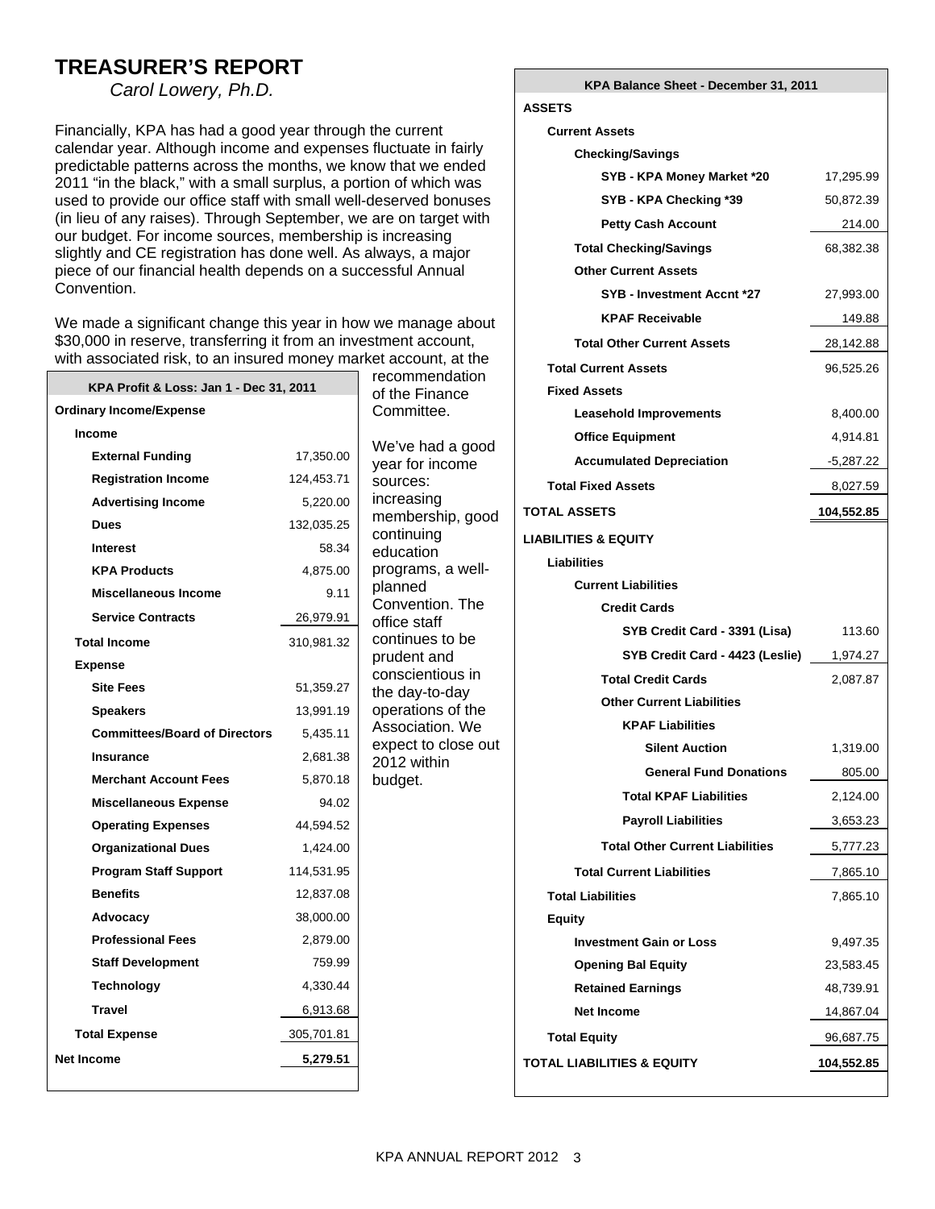# TREASURER'S REPORT

*Carol Lowery, Ph.D.*

Financially, KPA has had a good year through the current calendar year. Although income and expenses fluctuate in fairly predictable patterns across the months, we know that we ended 2011 "in the black," with a small surplus, a portion of which was used to provide our office staff with small well-deserved bonuses (in lieu of any raises). Through September, we are on target with our budget. For income sources, membership is increasing slightly and CE registration has done well. As always, a major piece of our financial health depends on a successful Annual Convention.

We made a significant change this year in how we manage about $30,000 in reserve, transferring it from an investment account, with associated risk, to an insured money market account, at the recommendation of the Finance Committee.

We've had a good year for income sources: increasing membership, good continuing education programs, a well-planned Convention. The office staff continues to be prudent and conscientious in the day-to-day operations of the Association. We expect to close out 2012 within budget.

| KPA Profit & Loss: Jan 1 - Dec 31, 2011 | |
|---|---|
| **Ordinary Income/Expense** | |
| **Income** | |
| **External Funding** | 17,350.00 |
| **Registration Income** | 124,453.71 |
| **Advertising Income** | 5,220.00 |
| **Dues** | 132,035.25 |
| **Interest** | 58.34 |
| **KPA Products** | 4,875.00 |
| **Miscellaneous Income** | 9.11 |
| **Service Contracts** | 26,979.91 |
| **Total Income** | 310,981.32 |
| **Expense** | |
| **Site Fees** | 51,359.27 |
| **Speakers** | 13,991.19 |
| **Committees/Board of Directors** | 5,435.11 |
| **Insurance** | 2,681.38 |
| **Merchant Account Fees** | 5,870.18 |
| **Miscellaneous Expense** | 94.02 |
| **Operating Expenses** | 44,594.52 |
| **Organizational Dues** | 1,424.00 |
| **Program Staff Support** | 114,531.95 |
| **Benefits** | 12,837.08 |
| **Advocacy** | 38,000.00 |
| **Professional Fees** | 2,879.00 |
| **Staff Development** | 759.99 |
| **Technology** | 4,330.44 |
| **Travel** | 6,913.68 |
| **Total Expense** | 305,701.81 |
| **Net Income** | **5,279.51** |

| KPA Balance Sheet - December 31, 2011 | |
|---|---|
| **ASSETS** | |
| **Current Assets** | |
| **Checking/Savings** | |
| **SYB - KPA Money Market *20** | 17,295.99 |
| **SYB - KPA Checking *39** | 50,872.39 |
| **Petty Cash Account** | 214.00 |
| **Total Checking/Savings** | 68,382.38 |
| **Other Current Assets** | |
| **SYB - Investment Accnt *27** | 27,993.00 |
| **KPAF Receivable** | 149.88 |
| **Total Other Current Assets** | 28,142.88 |
| **Total Current Assets** | 96,525.26 |
| **Fixed Assets** | |
| **Leasehold Improvements** | 8,400.00 |
| **Office Equipment** | 4,914.81 |
| **Accumulated Depreciation** | -5,287.22 |
| **Total Fixed Assets** | 8,027.59 |
| **TOTAL ASSETS** | **104,552.85** |
| **LIABILITIES & EQUITY** | |
| **Liabilities** | |
| **Current Liabilities** | |
| **Credit Cards** | |
| **SYB Credit Card - 3391 (Lisa)** | 113.60 |
| **SYB Credit Card - 4423 (Leslie)** | 1,974.27 |
| **Total Credit Cards** | 2,087.87 |
| **Other Current Liabilities** | |
| **KPAF Liabilities** | |
| **Silent Auction** | 1,319.00 |
| **General Fund Donations** | 805.00 |
| **Total KPAF Liabilities** | 2,124.00 |
| **Payroll Liabilities** | 3,653.23 |
| **Total Other Current Liabilities** | 5,777.23 |
| **Total Current Liabilities** | 7,865.10 |
| **Total Liabilities** | 7,865.10 |
| **Equity** | |
| **Investment Gain or Loss** | 9,497.35 |
| **Opening Bal Equity** | 23,583.45 |
| **Retained Earnings** | 48,739.91 |
| **Net Income** | 14,867.04 |
| **Total Equity** | 96,687.75 |
| **TOTAL LIABILITIES & EQUITY** | **104,552.85** |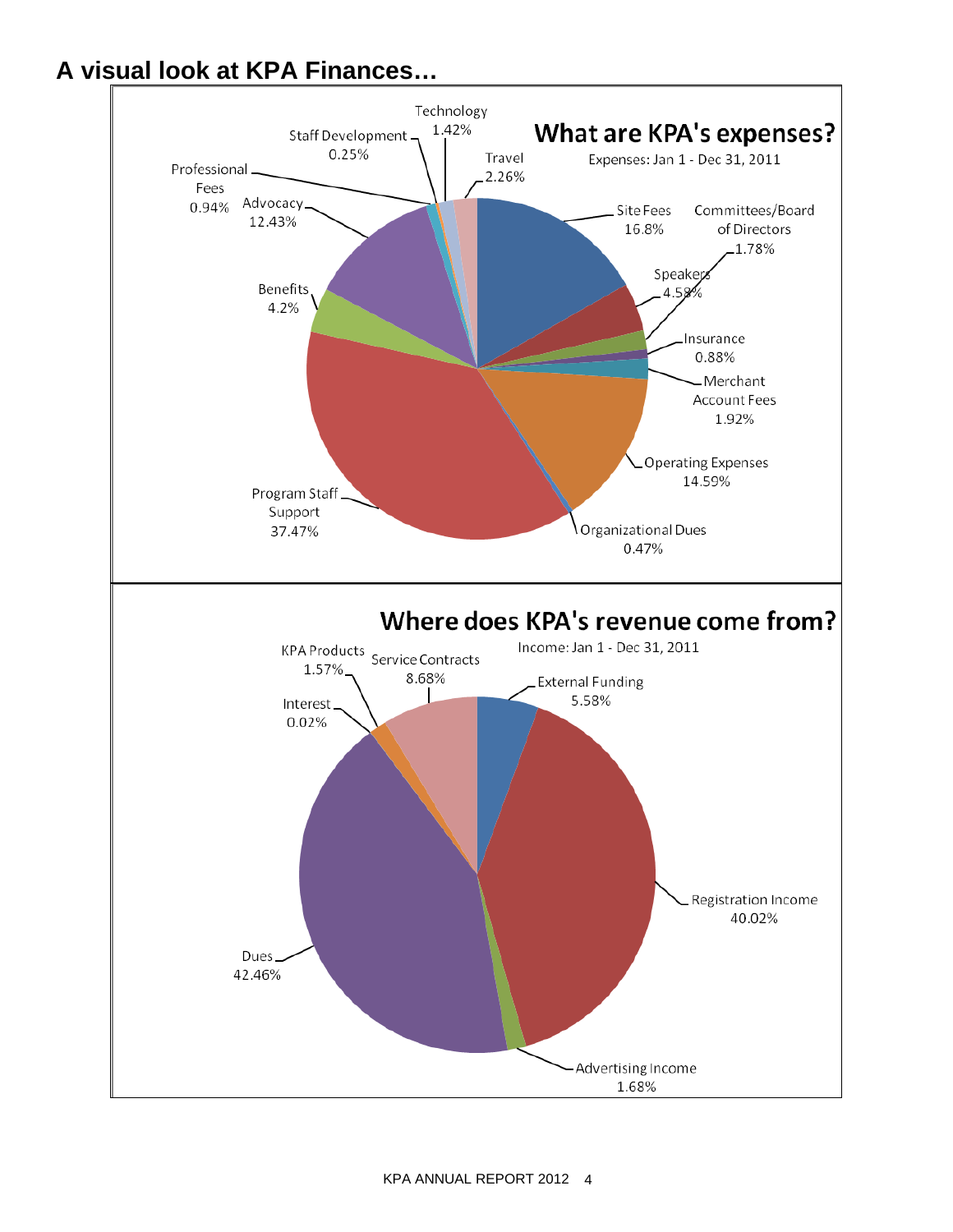## A visual look at KPA Finances…

### What are KPA's expenses?

Expenses: Jan 1 - Dec 31, 2011

| Category | Percentage |
| --- | --- |
| Site Fees | 16.8% |
| Speakers | 4.58% |
| Committees/Board of Directors | 1.78% |
| Insurance | 0.88% |
| Merchant Account Fees | 1.92% |
| Operating Expenses | 14.59% |
| Organizational Dues | 0.47% |
| Program Staff Support | 37.47% |
| Benefits | 4.2% |
| Advocacy | 12.43% |
| Professional Fees | 0.94% |
| Staff Development | 0.25% |
| Technology | 1.42% |
| Travel | 2.26% |

### Where does KPA's revenue come from?

Income: Jan 1 - Dec 31, 2011

| Category | Percentage |
| --- | --- |
| External Funding | 5.58% |
| Registration Income | 40.02% |
| Advertising Income | 1.68% |
| Dues | 42.46% |
| Interest | 0.02% |
| KPA Products | 1.57% |
| Service Contracts | 8.68% |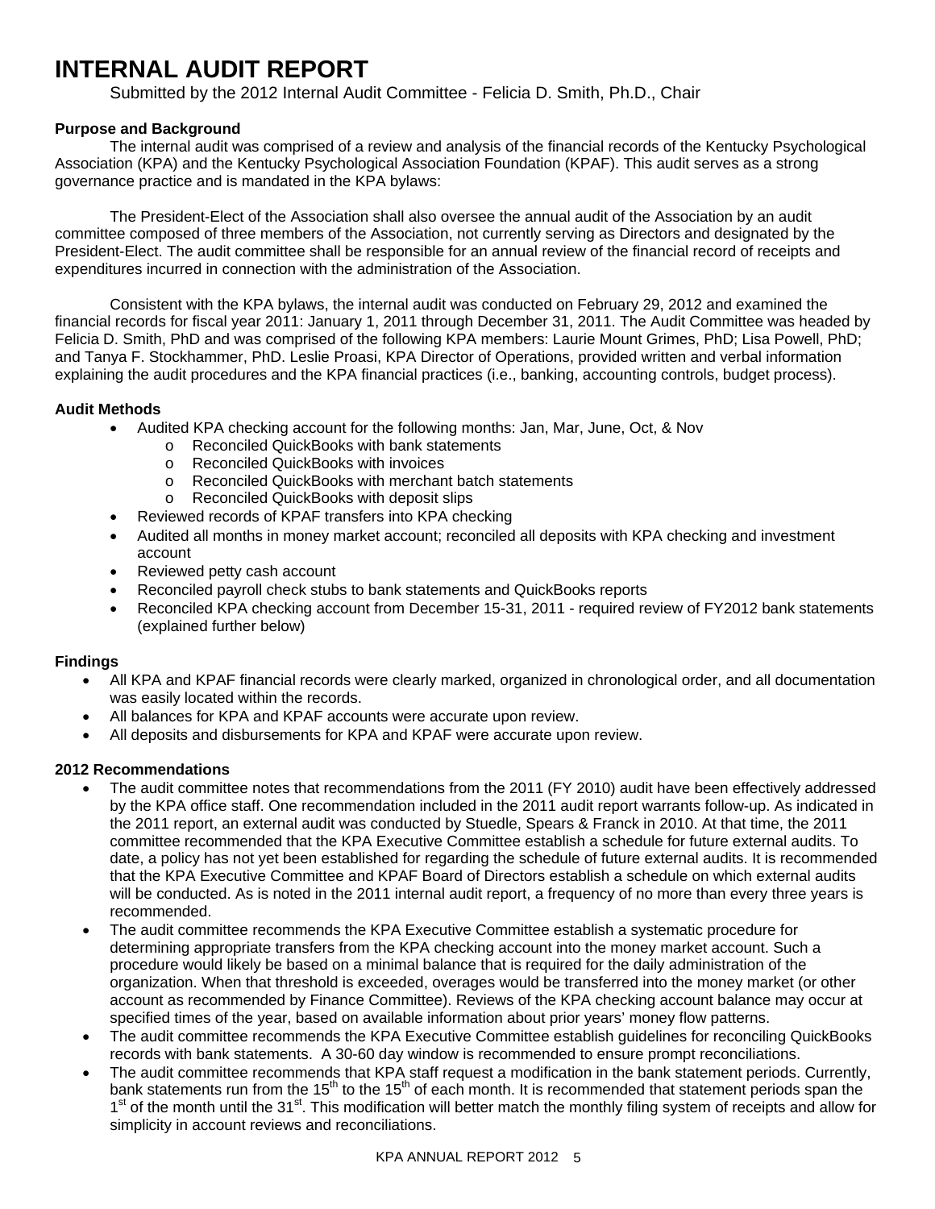# INTERNAL AUDIT REPORT

Submitted by the 2012 Internal Audit Committee - Felicia D. Smith, Ph.D., Chair

**Purpose and Background**

The internal audit was comprised of a review and analysis of the financial records of the Kentucky Psychological Association (KPA) and the Kentucky Psychological Association Foundation (KPAF). This audit serves as a strong governance practice and is mandated in the KPA bylaws:

The President-Elect of the Association shall also oversee the annual audit of the Association by an audit committee composed of three members of the Association, not currently serving as Directors and designated by the President-Elect. The audit committee shall be responsible for an annual review of the financial record of receipts and expenditures incurred in connection with the administration of the Association.

Consistent with the KPA bylaws, the internal audit was conducted on February 29, 2012 and examined the financial records for fiscal year 2011: January 1, 2011 through December 31, 2011. The Audit Committee was headed by Felicia D. Smith, PhD and was comprised of the following KPA members: Laurie Mount Grimes, PhD; Lisa Powell, PhD; and Tanya F. Stockhammer, PhD. Leslie Proasi, KPA Director of Operations, provided written and verbal information explaining the audit procedures and the KPA financial practices (i.e., banking, accounting controls, budget process).

**Audit Methods**

- Audited KPA checking account for the following months: Jan, Mar, June, Oct, & Nov
  - Reconciled QuickBooks with bank statements
  - Reconciled QuickBooks with invoices
  - Reconciled QuickBooks with merchant batch statements
  - Reconciled QuickBooks with deposit slips
- Reviewed records of KPAF transfers into KPA checking
- Audited all months in money market account; reconciled all deposits with KPA checking and investment account
- Reviewed petty cash account
- Reconciled payroll check stubs to bank statements and QuickBooks reports
- Reconciled KPA checking account from December 15-31, 2011 - required review of FY2012 bank statements (explained further below)

**Findings**

- All KPA and KPAF financial records were clearly marked, organized in chronological order, and all documentation was easily located within the records.
- All balances for KPA and KPAF accounts were accurate upon review.
- All deposits and disbursements for KPA and KPAF were accurate upon review.

**2012 Recommendations**

- The audit committee notes that recommendations from the 2011 (FY 2010) audit have been effectively addressed by the KPA office staff. One recommendation included in the 2011 audit report warrants follow-up. As indicated in the 2011 report, an external audit was conducted by Steudle, Spears & Franck in 2010. At that time, the 2011 committee recommended that the KPA Executive Committee establish a schedule for future external audits. To date, a policy has not yet been established for regarding the schedule of future external audits. It is recommended that the KPA Executive Committee and KPAF Board of Directors establish a schedule on which external audits will be conducted. As is noted in the 2011 internal audit report, a frequency of no more than every three years is recommended.
- The audit committee recommends the KPA Executive Committee establish a systematic procedure for determining appropriate transfers from the KPA checking account into the money market account. Such a procedure would likely be based on a minimal balance that is required for the daily administration of the organization. When that threshold is exceeded, overages would be transferred into the money market (or other account as recommended by Finance Committee). Reviews of the KPA checking account balance may occur at specified times of the year, based on available information about prior years' money flow patterns.
- The audit committee recommends the KPA Executive Committee establish guidelines for reconciling QuickBooks records with bank statements. A 30-60 day window is recommended to ensure prompt reconciliations.
- The audit committee recommends that KPA staff request a modification in the bank statement periods. Currently, bank statements run from the 15th to the 15th of each month. It is recommended that statement periods span the 1st of the month until the 31st. This modification will better match the monthly filing system of receipts and allow for simplicity in account reviews and reconciliations.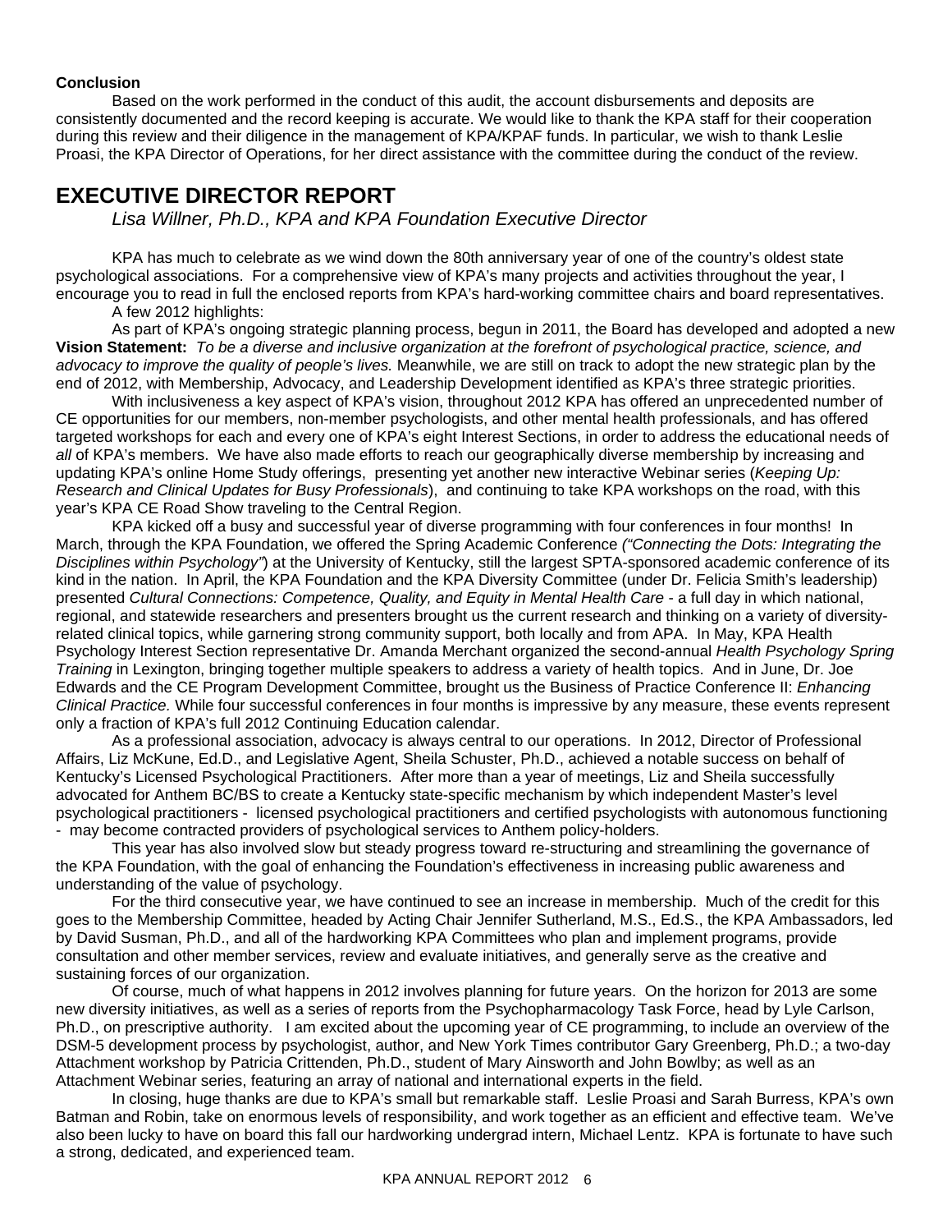**Conclusion**

Based on the work performed in the conduct of this audit, the account disbursements and deposits are consistently documented and the record keeping is accurate. We would like to thank the KPA staff for their cooperation during this review and their diligence in the management of KPA/KPAF funds. In particular, we wish to thank Leslie Proasi, the KPA Director of Operations, for her direct assistance with the committee during the conduct of the review.

# EXECUTIVE DIRECTOR REPORT

*Lisa Willner, Ph.D., KPA and KPA Foundation Executive Director*

KPA has much to celebrate as we wind down the 80th anniversary year of one of the country's oldest state psychological associations. For a comprehensive view of KPA's many projects and activities throughout the year, I encourage you to read in full the enclosed reports from KPA's hard-working committee chairs and board representatives.

A few 2012 highlights:

As part of KPA's ongoing strategic planning process, begun in 2011, the Board has developed and adopted a new **Vision Statement:** *To be a diverse and inclusive organization at the forefront of psychological practice, science, and advocacy to improve the quality of people's lives.* Meanwhile, we are still on track to adopt the new strategic plan by the end of 2012, with Membership, Advocacy, and Leadership Development identified as KPA's three strategic priorities.

With inclusiveness a key aspect of KPA's vision, throughout 2012 KPA has offered an unprecedented number of CE opportunities for our members, non-member psychologists, and other mental health professionals, and has offered targeted workshops for each and every one of KPA's eight Interest Sections, in order to address the educational needs of *all* of KPA's members. We have also made efforts to reach our geographically diverse membership by increasing and updating KPA's online Home Study offerings, presenting yet another new interactive Webinar series (*Keeping Up: Research and Clinical Updates for Busy Professionals*), and continuing to take KPA workshops on the road, with this year's KPA CE Road Show traveling to the Central Region.

KPA kicked off a busy and successful year of diverse programming with four conferences in four months! In March, through the KPA Foundation, we offered the Spring Academic Conference *("Connecting the Dots: Integrating the Disciplines within Psychology")* at the University of Kentucky, still the largest SPTA-sponsored academic conference of its kind in the nation. In April, the KPA Foundation and the KPA Diversity Committee (under Dr. Felicia Smith's leadership) presented *Cultural Connections: Competence, Quality, and Equity in Mental Health Care* - a full day in which national, regional, and statewide researchers and presenters brought us the current research and thinking on a variety of diversity-related clinical topics, while garnering strong community support, both locally and from APA. In May, KPA Health Psychology Interest Section representative Dr. Amanda Merchant organized the second-annual *Health Psychology Spring Training* in Lexington, bringing together multiple speakers to address a variety of health topics. And in June, Dr. Joe Edwards and the CE Program Development Committee, brought us the Business of Practice Conference II: *Enhancing Clinical Practice.* While four successful conferences in four months is impressive by any measure, these events represent only a fraction of KPA's full 2012 Continuing Education calendar.

As a professional association, advocacy is always central to our operations. In 2012, Director of Professional Affairs, Liz McKune, Ed.D., and Legislative Agent, Sheila Schuster, Ph.D., achieved a notable success on behalf of Kentucky's Licensed Psychological Practitioners. After more than a year of meetings, Liz and Sheila successfully advocated for Anthem BC/BS to create a Kentucky state-specific mechanism by which independent Master's level psychological practitioners - licensed psychological practitioners and certified psychologists with autonomous functioning - may become contracted providers of psychological services to Anthem policy-holders.

This year has also involved slow but steady progress toward re-structuring and streamlining the governance of the KPA Foundation, with the goal of enhancing the Foundation's effectiveness in increasing public awareness and understanding of the value of psychology.

For the third consecutive year, we have continued to see an increase in membership. Much of the credit for this goes to the Membership Committee, headed by Acting Chair Jennifer Sutherland, M.S., Ed.S., the KPA Ambassadors, led by David Susman, Ph.D., and all of the hardworking KPA Committees who plan and implement programs, provide consultation and other member services, review and evaluate initiatives, and generally serve as the creative and sustaining forces of our organization.

Of course, much of what happens in 2012 involves planning for future years. On the horizon for 2013 are some new diversity initiatives, as well as a series of reports from the Psychopharmacology Task Force, head by Lyle Carlson, Ph.D., on prescriptive authority. I am excited about the upcoming year of CE programming, to include an overview of the DSM-5 development process by psychologist, author, and New York Times contributor Gary Greenberg, Ph.D.; a two-day Attachment workshop by Patricia Crittenden, Ph.D., student of Mary Ainsworth and John Bowlby; as well as an Attachment Webinar series, featuring an array of national and international experts in the field.

In closing, huge thanks are due to KPA's small but remarkable staff. Leslie Proasi and Sarah Burress, KPA's own Batman and Robin, take on enormous levels of responsibility, and work together as an efficient and effective team. We've also been lucky to have on board this fall our hardworking undergrad intern, Michael Lentz. KPA is fortunate to have such a strong, dedicated, and experienced team.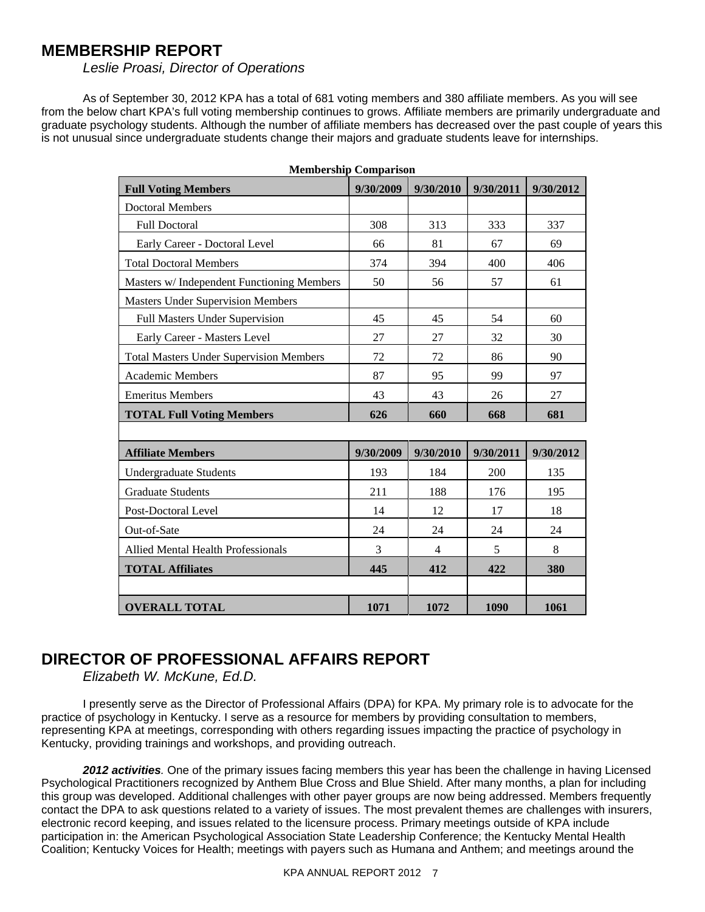## MEMBERSHIP REPORT

*Leslie Proasi, Director of Operations*

As of September 30, 2012 KPA has a total of 681 voting members and 380 affiliate members. As you will see from the below chart KPA's full voting membership continues to grows. Affiliate members are primarily undergraduate and graduate psychology students. Although the number of affiliate members has decreased over the past couple of years this is not unusual since undergraduate students change their majors and graduate students leave for internships.

**Membership Comparison**

| **Full Voting Members** | **9/30/2009** | **9/30/2010** | **9/30/2011** | **9/30/2012** |
|---|---|---|---|---|
| Doctoral Members | | | | |
| Full Doctoral | 308 | 313 | 333 | 337 |
| Early Career - Doctoral Level | 66 | 81 | 67 | 69 |
| Total Doctoral Members | 374 | 394 | 400 | 406 |
| Masters w/ Independent Functioning Members | 50 | 56 | 57 | 61 |
| Masters Under Supervision Members | | | | |
| Full Masters Under Supervision | 45 | 45 | 54 | 60 |
| Early Career - Masters Level | 27 | 27 | 32 | 30 |
| Total Masters Under Supervision Members | 72 | 72 | 86 | 90 |
| Academic Members | 87 | 95 | 99 | 97 |
| Emeritus Members | 43 | 43 | 26 | 27 |
| **TOTAL Full Voting Members** | **626** | **660** | **668** | **681** |
| | | | | |
| **Affiliate Members** | **9/30/2009** | **9/30/2010** | **9/30/2011** | **9/30/2012** |
| Undergraduate Students | 193 | 184 | 200 | 135 |
| Graduate Students | 211 | 188 | 176 | 195 |
| Post-Doctoral Level | 14 | 12 | 17 | 18 |
| Out-of-Sate | 24 | 24 | 24 | 24 |
| Allied Mental Health Professionals | 3 | 4 | 5 | 8 |
| **TOTAL Affiliates** | **445** | **412** | **422** | **380** |
| | | | | |
| **OVERALL TOTAL** | **1071** | **1072** | **1090** | **1061** |

## DIRECTOR OF PROFESSIONAL AFFAIRS REPORT

*Elizabeth W. McKune, Ed.D.*

I presently serve as the Director of Professional Affairs (DPA) for KPA. My primary role is to advocate for the practice of psychology in Kentucky. I serve as a resource for members by providing consultation to members, representing KPA at meetings, corresponding with others regarding issues impacting the practice of psychology in Kentucky, providing trainings and workshops, and providing outreach.

***2012 activities**.* One of the primary issues facing members this year has been the challenge in having Licensed Psychological Practitioners recognized by Anthem Blue Cross and Blue Shield. After many months, a plan for including this group was developed. Additional challenges with other payer groups are now being addressed. Members frequently contact the DPA to ask questions related to a variety of issues. The most prevalent themes are challenges with insurers, electronic record keeping, and issues related to the licensure process. Primary meetings outside of KPA include participation in: the American Psychological Association State Leadership Conference; the Kentucky Mental Health Coalition; Kentucky Voices for Health; meetings with payers such as Humana and Anthem; and meetings around the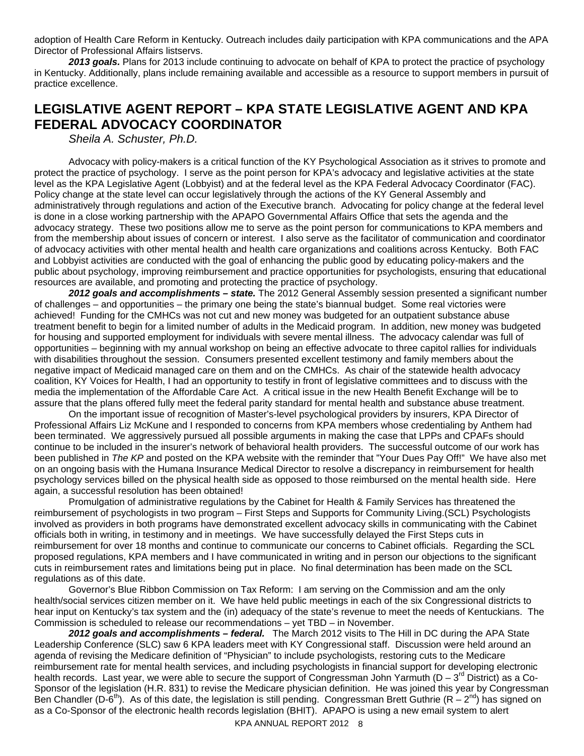adoption of Health Care Reform in Kentucky. Outreach includes daily participation with KPA communications and the APA Director of Professional Affairs listservs.

***2013 goals.*** Plans for 2013 include continuing to advocate on behalf of KPA to protect the practice of psychology in Kentucky. Additionally, plans include remaining available and accessible as a resource to support members in pursuit of practice excellence.

## LEGISLATIVE AGENT REPORT – KPA STATE LEGISLATIVE AGENT AND KPA FEDERAL ADVOCACY COORDINATOR

*Sheila A. Schuster, Ph.D.*

Advocacy with policy-makers is a critical function of the KY Psychological Association as it strives to promote and protect the practice of psychology. I serve as the point person for KPA's advocacy and legislative activities at the state level as the KPA Legislative Agent (Lobbyist) and at the federal level as the KPA Federal Advocacy Coordinator (FAC). Policy change at the state level can occur legislatively through the actions of the KY General Assembly and administratively through regulations and action of the Executive branch. Advocating for policy change at the federal level is done in a close working partnership with the APAPO Governmental Affairs Office that sets the agenda and the advocacy strategy. These two positions allow me to serve as the point person for communications to KPA members and from the membership about issues of concern or interest. I also serve as the facilitator of communication and coordinator of advocacy activities with other mental health and health care organizations and coalitions across Kentucky. Both FAC and Lobbyist activities are conducted with the goal of enhancing the public good by educating policy-makers and the public about psychology, improving reimbursement and practice opportunities for psychologists, ensuring that educational resources are available, and promoting and protecting the practice of psychology.

***2012 goals and accomplishments – state.*** The 2012 General Assembly session presented a significant number of challenges – and opportunities – the primary one being the state's biannual budget. Some real victories were achieved! Funding for the CMHCs was not cut and new money was budgeted for an outpatient substance abuse treatment benefit to begin for a limited number of adults in the Medicaid program. In addition, new money was budgeted for housing and supported employment for individuals with severe mental illness. The advocacy calendar was full of opportunities – beginning with my annual workshop on being an effective advocate to three capitol rallies for individuals with disabilities throughout the session. Consumers presented excellent testimony and family members about the negative impact of Medicaid managed care on them and on the CMHCs. As chair of the statewide health advocacy coalition, KY Voices for Health, I had an opportunity to testify in front of legislative committees and to discuss with the media the implementation of the Affordable Care Act. A critical issue in the new Health Benefit Exchange will be to assure that the plans offered fully meet the federal parity standard for mental health and substance abuse treatment.

On the important issue of recognition of Master's-level psychological providers by insurers, KPA Director of Professional Affairs Liz McKune and I responded to concerns from KPA members whose credentialing by Anthem had been terminated. We aggressively pursued all possible arguments in making the case that LPPs and CPAFs should continue to be included in the insurer's network of behavioral health providers. The successful outcome of our work has been published in *The KP* and posted on the KPA website with the reminder that "Your Dues Pay Off!" We have also met on an ongoing basis with the Humana Insurance Medical Director to resolve a discrepancy in reimbursement for health psychology services billed on the physical health side as opposed to those reimbursed on the mental health side. Here again, a successful resolution has been obtained!

Promulgation of administrative regulations by the Cabinet for Health & Family Services has threatened the reimbursement of psychologists in two program – First Steps and Supports for Community Living.(SCL) Psychologists involved as providers in both programs have demonstrated excellent advocacy skills in communicating with the Cabinet officials both in writing, in testimony and in meetings. We have successfully delayed the First Steps cuts in reimbursement for over 18 months and continue to communicate our concerns to Cabinet officials. Regarding the SCL proposed regulations, KPA members and I have communicated in writing and in person our objections to the significant cuts in reimbursement rates and limitations being put in place. No final determination has been made on the SCL regulations as of this date.

Governor's Blue Ribbon Commission on Tax Reform: I am serving on the Commission and am the only health/social services citizen member on it. We have held public meetings in each of the six Congressional districts to hear input on Kentucky's tax system and the (in) adequacy of the state's revenue to meet the needs of Kentuckians. The Commission is scheduled to release our recommendations – yet TBD – in November.

***2012 goals and accomplishments – federal.*** The March 2012 visits to The Hill in DC during the APA State Leadership Conference (SLC) saw 6 KPA leaders meet with KY Congressional staff. Discussion were held around an agenda of revising the Medicare definition of "Physician" to include psychologists, restoring cuts to the Medicare reimbursement rate for mental health services, and including psychologists in financial support for developing electronic health records. Last year, we were able to secure the support of Congressman John Yarmuth (D – 3rd District) as a Co-Sponsor of the legislation (H.R. 831) to revise the Medicare physician definition. He was joined this year by Congressman Ben Chandler (D-6th). As of this date, the legislation is still pending. Congressman Brett Guthrie (R – 2nd) has signed on as a Co-Sponsor of the electronic health records legislation (BHIT). APAPO is using a new email system to alert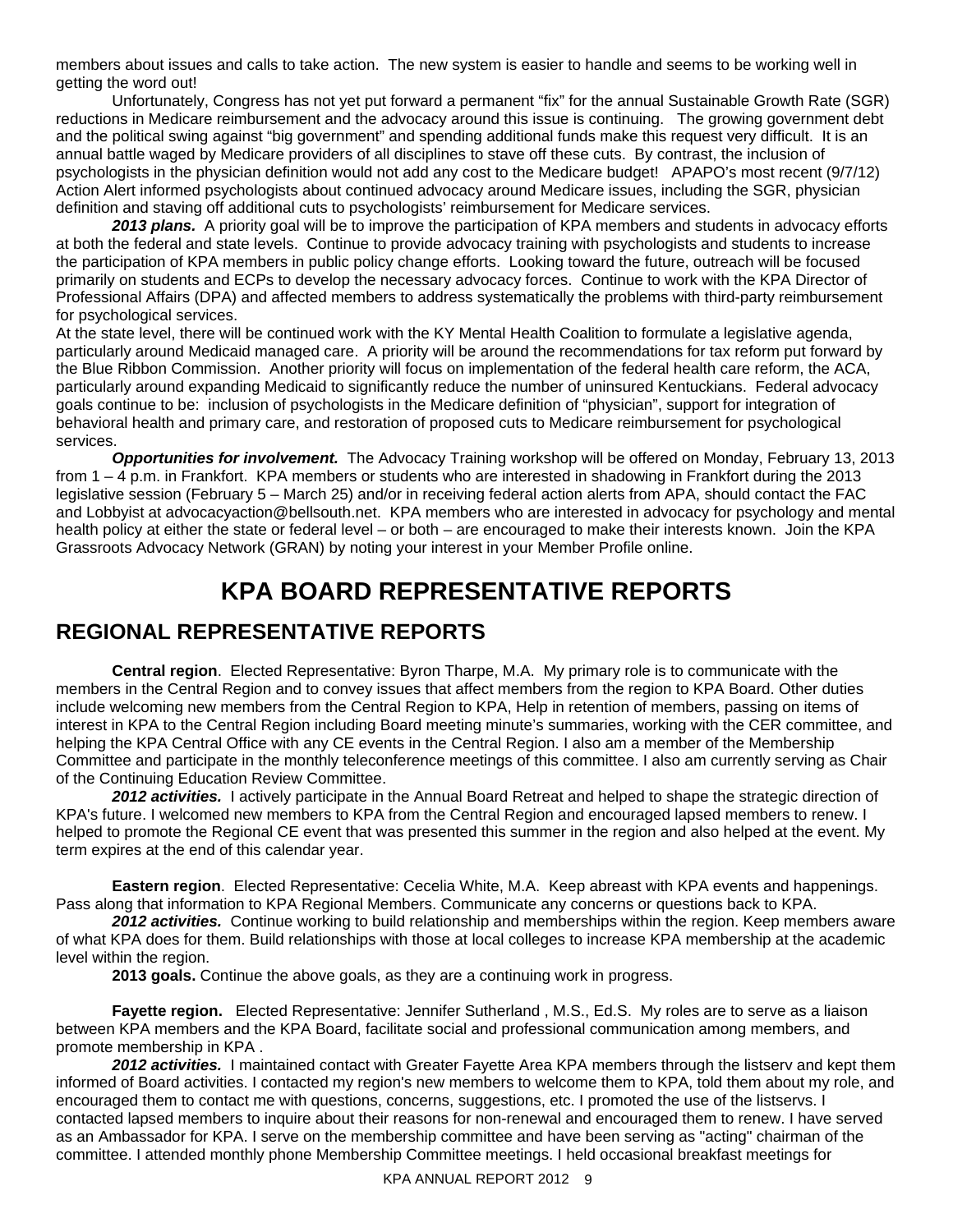members about issues and calls to take action. The new system is easier to handle and seems to be working well in getting the word out!

Unfortunately, Congress has not yet put forward a permanent "fix" for the annual Sustainable Growth Rate (SGR) reductions in Medicare reimbursement and the advocacy around this issue is continuing. The growing government debt and the political swing against "big government" and spending additional funds make this request very difficult. It is an annual battle waged by Medicare providers of all disciplines to stave off these cuts. By contrast, the inclusion of psychologists in the physician definition would not add any cost to the Medicare budget! APAPO's most recent (9/7/12) Action Alert informed psychologists about continued advocacy around Medicare issues, including the SGR, physician definition and staving off additional cuts to psychologists' reimbursement for Medicare services.

***2013 plans.*** A priority goal will be to improve the participation of KPA members and students in advocacy efforts at both the federal and state levels. Continue to provide advocacy training with psychologists and students to increase the participation of KPA members in public policy change efforts. Looking toward the future, outreach will be focused primarily on students and ECPs to develop the necessary advocacy forces. Continue to work with the KPA Director of Professional Affairs (DPA) and affected members to address systematically the problems with third-party reimbursement for psychological services.

At the state level, there will be continued work with the KY Mental Health Coalition to formulate a legislative agenda, particularly around Medicaid managed care. A priority will be around the recommendations for tax reform put forward by the Blue Ribbon Commission. Another priority will focus on implementation of the federal health care reform, the ACA, particularly around expanding Medicaid to significantly reduce the number of uninsured Kentuckians. Federal advocacy goals continue to be: inclusion of psychologists in the Medicare definition of "physician", support for integration of behavioral health and primary care, and restoration of proposed cuts to Medicare reimbursement for psychological services.

***Opportunities for involvement.*** The Advocacy Training workshop will be offered on Monday, February 13, 2013 from 1 – 4 p.m. in Frankfort. KPA members or students who are interested in shadowing in Frankfort during the 2013 legislative session (February 5 – March 25) and/or in receiving federal action alerts from APA, should contact the FAC and Lobbyist at advocacyaction@bellsouth.net. KPA members who are interested in advocacy for psychology and mental health policy at either the state or federal level – or both – are encouraged to make their interests known. Join the KPA Grassroots Advocacy Network (GRAN) by noting your interest in your Member Profile online.

# KPA BOARD REPRESENTATIVE REPORTS

## REGIONAL REPRESENTATIVE REPORTS

**Central region**. Elected Representative: Byron Tharpe, M.A. My primary role is to communicate with the members in the Central Region and to convey issues that affect members from the region to KPA Board. Other duties include welcoming new members from the Central Region to KPA, Help in retention of members, passing on items of interest in KPA to the Central Region including Board meeting minute's summaries, working with the CER committee, and helping the KPA Central Office with any CE events in the Central Region. I also am a member of the Membership Committee and participate in the monthly teleconference meetings of this committee. I also am currently serving as Chair of the Continuing Education Review Committee.

***2012 activities.*** I actively participate in the Annual Board Retreat and helped to shape the strategic direction of KPA's future. I welcomed new members to KPA from the Central Region and encouraged lapsed members to renew. I helped to promote the Regional CE event that was presented this summer in the region and also helped at the event. My term expires at the end of this calendar year.

**Eastern region**. Elected Representative: Cecelia White, M.A. Keep abreast with KPA events and happenings. Pass along that information to KPA Regional Members. Communicate any concerns or questions back to KPA.

***2012 activities.*** Continue working to build relationship and memberships within the region. Keep members aware of what KPA does for them. Build relationships with those at local colleges to increase KPA membership at the academic level within the region.

**2013 goals.** Continue the above goals, as they are a continuing work in progress.

**Fayette region.** Elected Representative: Jennifer Sutherland , M.S., Ed.S. My roles are to serve as a liaison between KPA members and the KPA Board, facilitate social and professional communication among members, and promote membership in KPA .

***2012 activities.*** I maintained contact with Greater Fayette Area KPA members through the listserv and kept them informed of Board activities. I contacted my region's new members to welcome them to KPA, told them about my role, and encouraged them to contact me with questions, concerns, suggestions, etc. I promoted the use of the listservs. I contacted lapsed members to inquire about their reasons for non-renewal and encouraged them to renew. I have served as an Ambassador for KPA. I serve on the membership committee and have been serving as "acting" chairman of the committee. I attended monthly phone Membership Committee meetings. I held occasional breakfast meetings for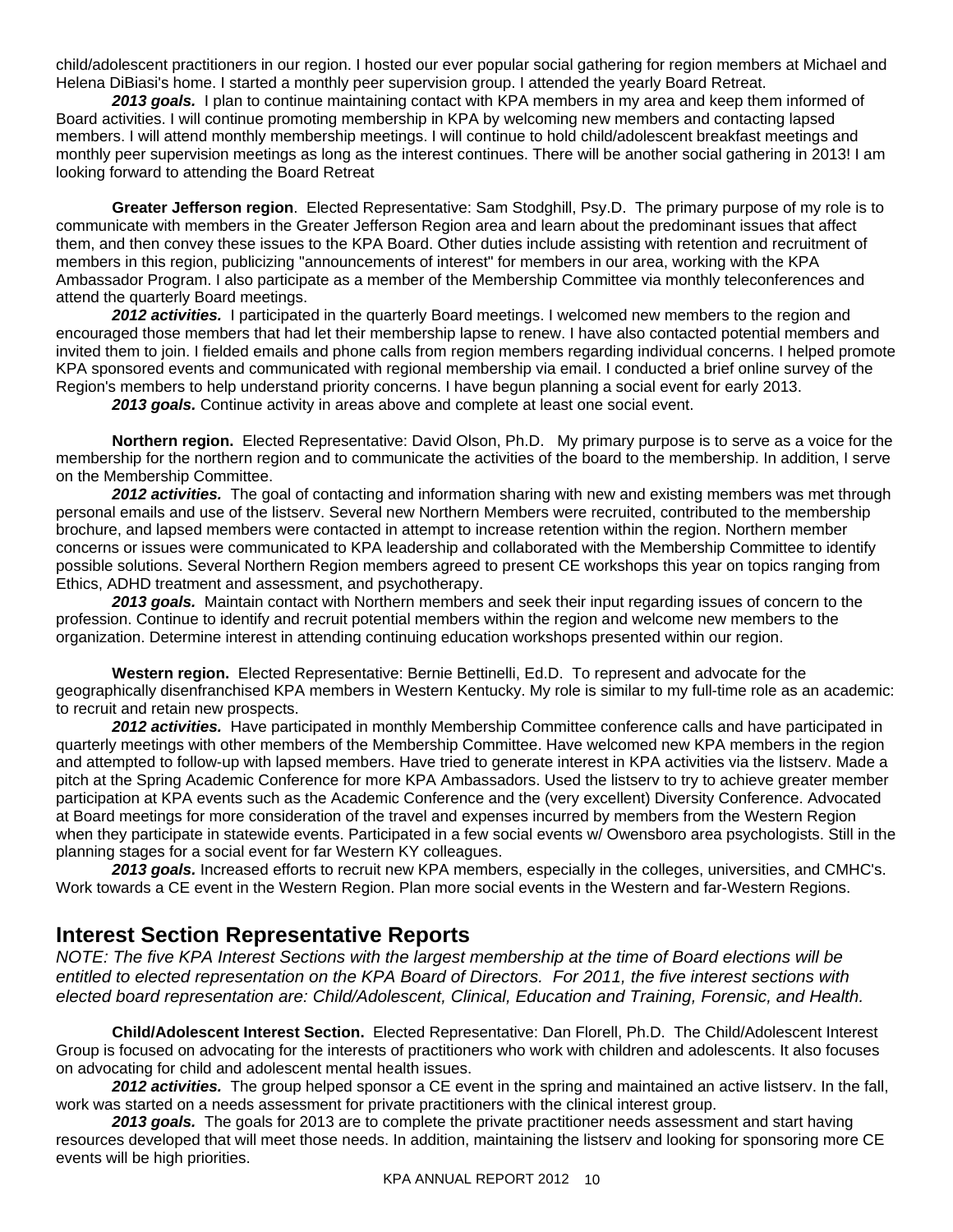child/adolescent practitioners in our region. I hosted our ever popular social gathering for region members at Michael and Helena DiBiasi's home. I started a monthly peer supervision group. I attended the yearly Board Retreat.

***2013 goals.*** I plan to continue maintaining contact with KPA members in my area and keep them informed of Board activities. I will continue promoting membership in KPA by welcoming new members and contacting lapsed members. I will attend monthly membership meetings. I will continue to hold child/adolescent breakfast meetings and monthly peer supervision meetings as long as the interest continues. There will be another social gathering in 2013! I am looking forward to attending the Board Retreat

**Greater Jefferson region**. Elected Representative: Sam Stodghill, Psy.D. The primary purpose of my role is to communicate with members in the Greater Jefferson Region area and learn about the predominant issues that affect them, and then convey these issues to the KPA Board. Other duties include assisting with retention and recruitment of members in this region, publicizing "announcements of interest" for members in our area, working with the KPA Ambassador Program. I also participate as a member of the Membership Committee via monthly teleconferences and attend the quarterly Board meetings.

***2012 activities.*** I participated in the quarterly Board meetings. I welcomed new members to the region and encouraged those members that had let their membership lapse to renew. I have also contacted potential members and invited them to join. I fielded emails and phone calls from region members regarding individual concerns. I helped promote KPA sponsored events and communicated with regional membership via email. I conducted a brief online survey of the Region's members to help understand priority concerns. I have begun planning a social event for early 2013.

***2013 goals.*** Continue activity in areas above and complete at least one social event.

**Northern region.** Elected Representative: David Olson, Ph.D. My primary purpose is to serve as a voice for the membership for the northern region and to communicate the activities of the board to the membership. In addition, I serve on the Membership Committee.

***2012 activities.*** The goal of contacting and information sharing with new and existing members was met through personal emails and use of the listserv. Several new Northern Members were recruited, contributed to the membership brochure, and lapsed members were contacted in attempt to increase retention within the region. Northern member concerns or issues were communicated to KPA leadership and collaborated with the Membership Committee to identify possible solutions. Several Northern Region members agreed to present CE workshops this year on topics ranging from Ethics, ADHD treatment and assessment, and psychotherapy.

***2013 goals.*** Maintain contact with Northern members and seek their input regarding issues of concern to the profession. Continue to identify and recruit potential members within the region and welcome new members to the organization. Determine interest in attending continuing education workshops presented within our region.

**Western region.** Elected Representative: Bernie Bettinelli, Ed.D. To represent and advocate for the geographically disenfranchised KPA members in Western Kentucky. My role is similar to my full-time role as an academic: to recruit and retain new prospects.

***2012 activities.*** Have participated in monthly Membership Committee conference calls and have participated in quarterly meetings with other members of the Membership Committee. Have welcomed new KPA members in the region and attempted to follow-up with lapsed members. Have tried to generate interest in KPA activities via the listserv. Made a pitch at the Spring Academic Conference for more KPA Ambassadors. Used the listserv to try to achieve greater member participation at KPA events such as the Academic Conference and the (very excellent) Diversity Conference. Advocated at Board meetings for more consideration of the travel and expenses incurred by members from the Western Region when they participate in statewide events. Participated in a few social events w/ Owensboro area psychologists. Still in the planning stages for a social event for far Western KY colleagues.

***2013 goals.*** Increased efforts to recruit new KPA members, especially in the colleges, universities, and CMHC's. Work towards a CE event in the Western Region. Plan more social events in the Western and far-Western Regions.

## Interest Section Representative Reports

*NOTE: The five KPA Interest Sections with the largest membership at the time of Board elections will be entitled to elected representation on the KPA Board of Directors. For 2011, the five interest sections with elected board representation are: Child/Adolescent, Clinical, Education and Training, Forensic, and Health.*

**Child/Adolescent Interest Section.** Elected Representative: Dan Florell, Ph.D. The Child/Adolescent Interest Group is focused on advocating for the interests of practitioners who work with children and adolescents. It also focuses on advocating for child and adolescent mental health issues.

***2012 activities.*** The group helped sponsor a CE event in the spring and maintained an active listserv. In the fall, work was started on a needs assessment for private practitioners with the clinical interest group.

***2013 goals.*** The goals for 2013 are to complete the private practitioner needs assessment and start having resources developed that will meet those needs. In addition, maintaining the listserv and looking for sponsoring more CE events will be high priorities.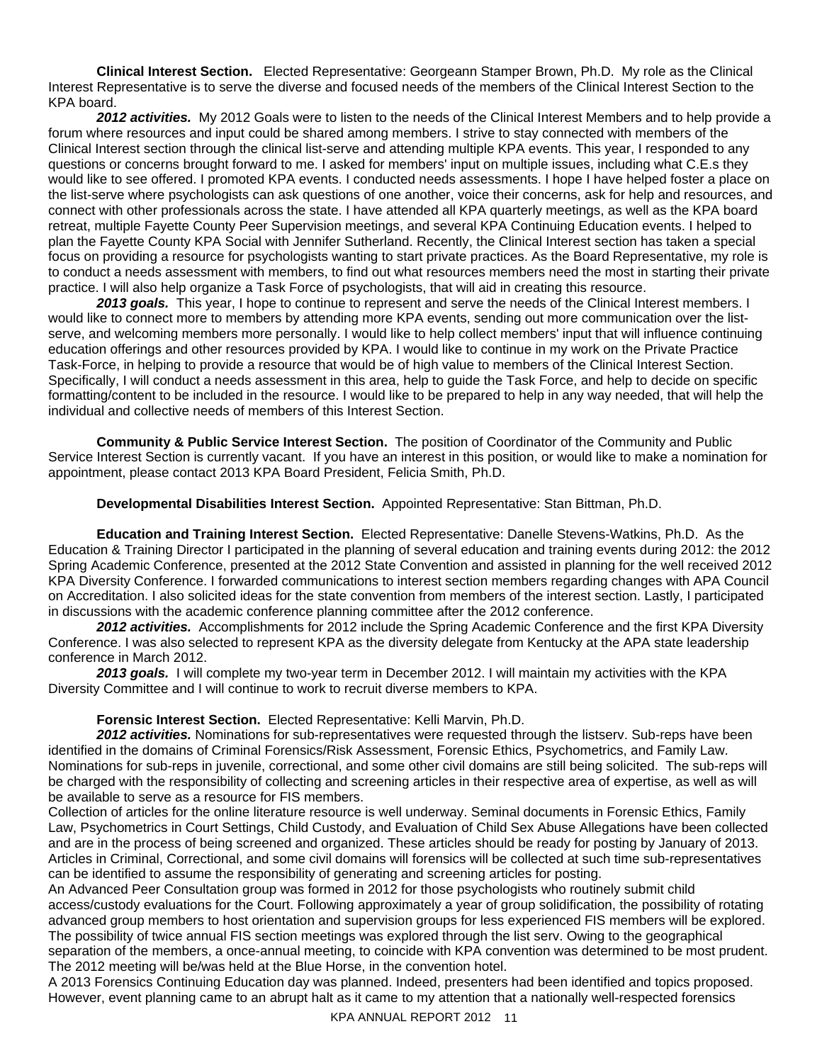**Clinical Interest Section.** Elected Representative: Georgeann Stamper Brown, Ph.D. My role as the Clinical Interest Representative is to serve the diverse and focused needs of the members of the Clinical Interest Section to the KPA board.

***2012 activities.*** My 2012 Goals were to listen to the needs of the Clinical Interest Members and to help provide a forum where resources and input could be shared among members. I strive to stay connected with members of the Clinical Interest section through the clinical list-serve and attending multiple KPA events. This year, I responded to any questions or concerns brought forward to me. I asked for members' input on multiple issues, including what C.E.s they would like to see offered. I promoted KPA events. I conducted needs assessments. I hope I have helped foster a place on the list-serve where psychologists can ask questions of one another, voice their concerns, ask for help and resources, and connect with other professionals across the state. I have attended all KPA quarterly meetings, as well as the KPA board retreat, multiple Fayette County Peer Supervision meetings, and several KPA Continuing Education events. I helped to plan the Fayette County KPA Social with Jennifer Sutherland. Recently, the Clinical Interest section has taken a special focus on providing a resource for psychologists wanting to start private practices. As the Board Representative, my role is to conduct a needs assessment with members, to find out what resources members need the most in starting their private practice. I will also help organize a Task Force of psychologists, that will aid in creating this resource.

***2013 goals.*** This year, I hope to continue to represent and serve the needs of the Clinical Interest members. I would like to connect more to members by attending more KPA events, sending out more communication over the list-serve, and welcoming members more personally. I would like to help collect members' input that will influence continuing education offerings and other resources provided by KPA. I would like to continue in my work on the Private Practice Task-Force, in helping to provide a resource that would be of high value to members of the Clinical Interest Section. Specifically, I will conduct a needs assessment in this area, help to guide the Task Force, and help to decide on specific formatting/content to be included in the resource. I would like to be prepared to help in any way needed, that will help the individual and collective needs of members of this Interest Section.

**Community & Public Service Interest Section.** The position of Coordinator of the Community and Public Service Interest Section is currently vacant. If you have an interest in this position, or would like to make a nomination for appointment, please contact 2013 KPA Board President, Felicia Smith, Ph.D.

**Developmental Disabilities Interest Section.** Appointed Representative: Stan Bittman, Ph.D.

**Education and Training Interest Section.** Elected Representative: Danelle Stevens-Watkins, Ph.D. As the Education & Training Director I participated in the planning of several education and training events during 2012: the 2012 Spring Academic Conference, presented at the 2012 State Convention and assisted in planning for the well received 2012 KPA Diversity Conference. I forwarded communications to interest section members regarding changes with APA Council on Accreditation. I also solicited ideas for the state convention from members of the interest section. Lastly, I participated in discussions with the academic conference planning committee after the 2012 conference.

***2012 activities.*** Accomplishments for 2012 include the Spring Academic Conference and the first KPA Diversity Conference. I was also selected to represent KPA as the diversity delegate from Kentucky at the APA state leadership conference in March 2012.

***2013 goals.*** I will complete my two-year term in December 2012. I will maintain my activities with the KPA Diversity Committee and I will continue to work to recruit diverse members to KPA.

**Forensic Interest Section.** Elected Representative: Kelli Marvin, Ph.D.

***2012 activities.*** Nominations for sub-representatives were requested through the listserv. Sub-reps have been identified in the domains of Criminal Forensics/Risk Assessment, Forensic Ethics, Psychometrics, and Family Law. Nominations for sub-reps in juvenile, correctional, and some other civil domains are still being solicited. The sub-reps will be charged with the responsibility of collecting and screening articles in their respective area of expertise, as well as will be available to serve as a resource for FIS members.

Collection of articles for the online literature resource is well underway. Seminal documents in Forensic Ethics, Family Law, Psychometrics in Court Settings, Child Custody, and Evaluation of Child Sex Abuse Allegations have been collected and are in the process of being screened and organized. These articles should be ready for posting by January of 2013. Articles in Criminal, Correctional, and some civil domains will forensics will be collected at such time sub-representatives can be identified to assume the responsibility of generating and screening articles for posting.

An Advanced Peer Consultation group was formed in 2012 for those psychologists who routinely submit child access/custody evaluations for the Court. Following approximately a year of group solidification, the possibility of rotating advanced group members to host orientation and supervision groups for less experienced FIS members will be explored. The possibility of twice annual FIS section meetings was explored through the list serv. Owing to the geographical separation of the members, a once-annual meeting, to coincide with KPA convention was determined to be most prudent. The 2012 meeting will be/was held at the Blue Horse, in the convention hotel.

A 2013 Forensics Continuing Education day was planned. Indeed, presenters had been identified and topics proposed. However, event planning came to an abrupt halt as it came to my attention that a nationally well-respected forensics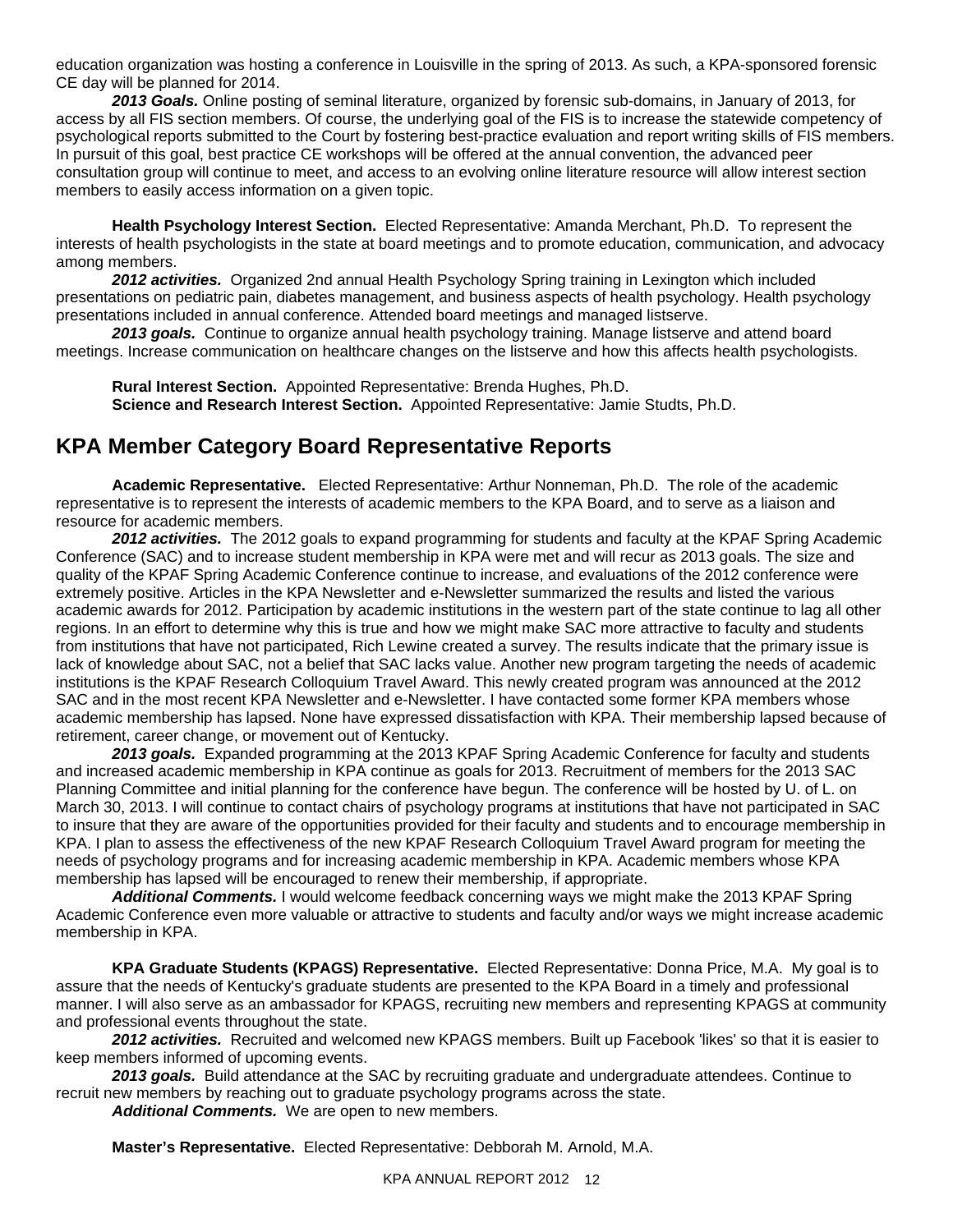education organization was hosting a conference in Louisville in the spring of 2013. As such, a KPA-sponsored forensic CE day will be planned for 2014.

***2013 Goals.*** Online posting of seminal literature, organized by forensic sub-domains, in January of 2013, for access by all FIS section members. Of course, the underlying goal of the FIS is to increase the statewide competency of psychological reports submitted to the Court by fostering best-practice evaluation and report writing skills of FIS members. In pursuit of this goal, best practice CE workshops will be offered at the annual convention, the advanced peer consultation group will continue to meet, and access to an evolving online literature resource will allow interest section members to easily access information on a given topic.

**Health Psychology Interest Section.** Elected Representative: Amanda Merchant, Ph.D. To represent the interests of health psychologists in the state at board meetings and to promote education, communication, and advocacy among members.

***2012 activities.*** Organized 2nd annual Health Psychology Spring training in Lexington which included presentations on pediatric pain, diabetes management, and business aspects of health psychology. Health psychology presentations included in annual conference. Attended board meetings and managed listserve.

***2013 goals.*** Continue to organize annual health psychology training. Manage listserve and attend board meetings. Increase communication on healthcare changes on the listserve and how this affects health psychologists.

**Rural Interest Section.** Appointed Representative: Brenda Hughes, Ph.D.
**Science and Research Interest Section.** Appointed Representative: Jamie Studts, Ph.D.

## KPA Member Category Board Representative Reports

**Academic Representative.** Elected Representative: Arthur Nonneman, Ph.D. The role of the academic representative is to represent the interests of academic members to the KPA Board, and to serve as a liaison and resource for academic members.

***2012 activities.*** The 2012 goals to expand programming for students and faculty at the KPAF Spring Academic Conference (SAC) and to increase student membership in KPA were met and will recur as 2013 goals. The size and quality of the KPAF Spring Academic Conference continue to increase, and evaluations of the 2012 conference were extremely positive. Articles in the KPA Newsletter and e-Newsletter summarized the results and listed the various academic awards for 2012. Participation by academic institutions in the western part of the state continue to lag all other regions. In an effort to determine why this is true and how we might make SAC more attractive to faculty and students from institutions that have not participated, Rich Lewine created a survey. The results indicate that the primary issue is lack of knowledge about SAC, not a belief that SAC lacks value. Another new program targeting the needs of academic institutions is the KPAF Research Colloquium Travel Award. This newly created program was announced at the 2012 SAC and in the most recent KPA Newsletter and e-Newsletter. I have contacted some former KPA members whose academic membership has lapsed. None have expressed dissatisfaction with KPA. Their membership lapsed because of retirement, career change, or movement out of Kentucky.

***2013 goals.*** Expanded programming at the 2013 KPAF Spring Academic Conference for faculty and students and increased academic membership in KPA continue as goals for 2013. Recruitment of members for the 2013 SAC Planning Committee and initial planning for the conference have begun. The conference will be hosted by U. of L. on March 30, 2013. I will continue to contact chairs of psychology programs at institutions that have not participated in SAC to insure that they are aware of the opportunities provided for their faculty and students and to encourage membership in KPA. I plan to assess the effectiveness of the new KPAF Research Colloquium Travel Award program for meeting the needs of psychology programs and for increasing academic membership in KPA. Academic members whose KPA membership has lapsed will be encouraged to renew their membership, if appropriate.

***Additional Comments.*** I would welcome feedback concerning ways we might make the 2013 KPAF Spring Academic Conference even more valuable or attractive to students and faculty and/or ways we might increase academic membership in KPA.

**KPA Graduate Students (KPAGS) Representative.** Elected Representative: Donna Price, M.A. My goal is to assure that the needs of Kentucky's graduate students are presented to the KPA Board in a timely and professional manner. I will also serve as an ambassador for KPAGS, recruiting new members and representing KPAGS at community and professional events throughout the state.

***2012 activities.*** Recruited and welcomed new KPAGS members. Built up Facebook 'likes' so that it is easier to keep members informed of upcoming events.

***2013 goals.*** Build attendance at the SAC by recruiting graduate and undergraduate attendees. Continue to recruit new members by reaching out to graduate psychology programs across the state.

***Additional Comments.*** We are open to new members.

**Master's Representative.** Elected Representative: Debborah M. Arnold, M.A.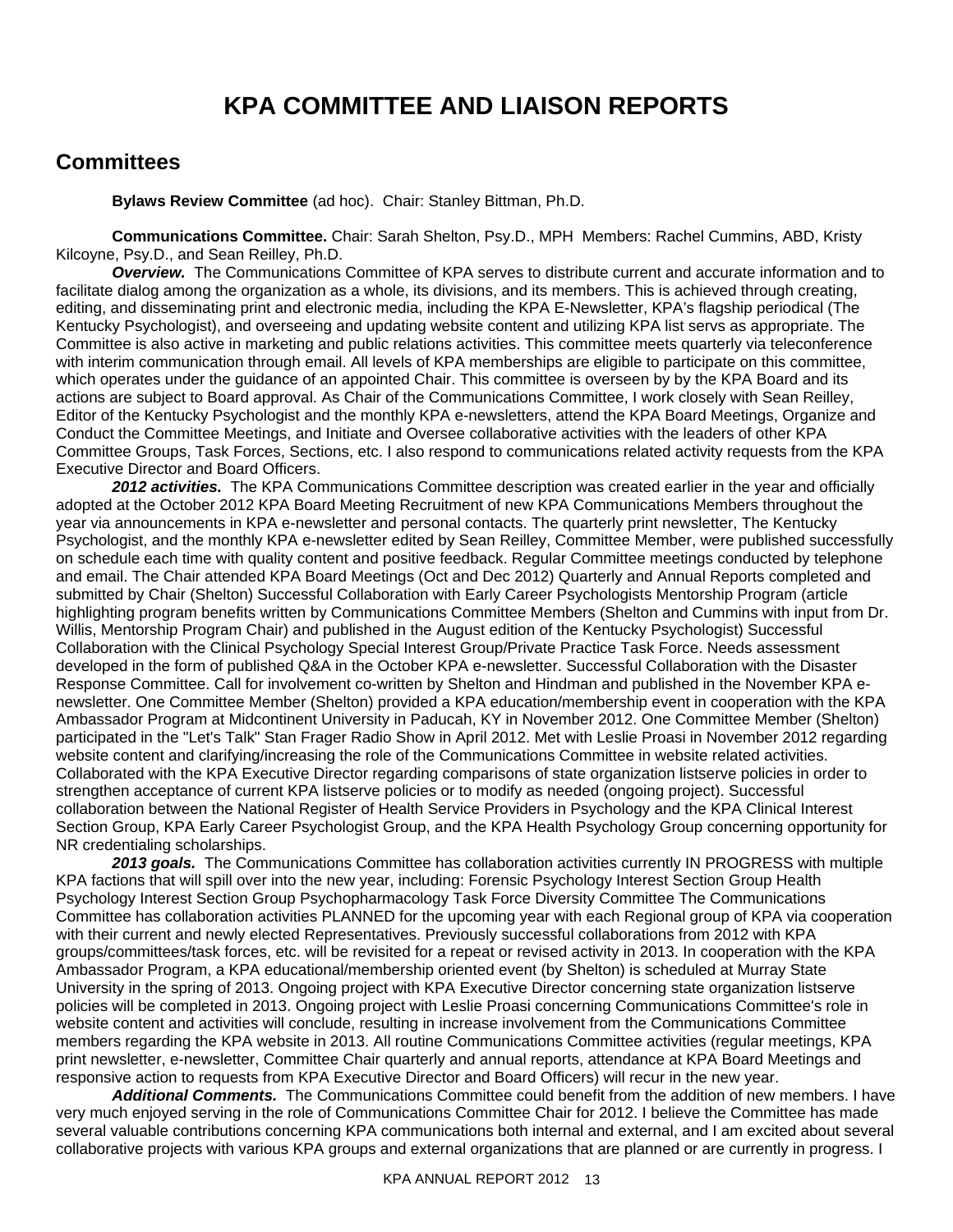# KPA COMMITTEE AND LIAISON REPORTS

## Committees

**Bylaws Review Committee** (ad hoc). Chair: Stanley Bittman, Ph.D.

**Communications Committee.** Chair: Sarah Shelton, Psy.D., MPH Members: Rachel Cummins, ABD, Kristy Kilcoyne, Psy.D., and Sean Reilley, Ph.D.

***Overview.*** The Communications Committee of KPA serves to distribute current and accurate information and to facilitate dialog among the organization as a whole, its divisions, and its members. This is achieved through creating, editing, and disseminating print and electronic media, including the KPA E-Newsletter, KPA's flagship periodical (The Kentucky Psychologist), and overseeing and updating website content and utilizing KPA list servs as appropriate. The Committee is also active in marketing and public relations activities. This committee meets quarterly via teleconference with interim communication through email. All levels of KPA memberships are eligible to participate on this committee, which operates under the guidance of an appointed Chair. This committee is overseen by by the KPA Board and its actions are subject to Board approval. As Chair of the Communications Committee, I work closely with Sean Reilley, Editor of the Kentucky Psychologist and the monthly KPA e-newsletters, attend the KPA Board Meetings, Organize and Conduct the Committee Meetings, and Initiate and Oversee collaborative activities with the leaders of other KPA Committee Groups, Task Forces, Sections, etc. I also respond to communications related activity requests from the KPA Executive Director and Board Officers.

***2012 activities.*** The KPA Communications Committee description was created earlier in the year and officially adopted at the October 2012 KPA Board Meeting Recruitment of new KPA Communications Members throughout the year via announcements in KPA e-newsletter and personal contacts. The quarterly print newsletter, The Kentucky Psychologist, and the monthly KPA e-newsletter edited by Sean Reilley, Committee Member, were published successfully on schedule each time with quality content and positive feedback. Regular Committee meetings conducted by telephone and email. The Chair attended KPA Board Meetings (Oct and Dec 2012) Quarterly and Annual Reports completed and submitted by Chair (Shelton) Successful Collaboration with Early Career Psychologists Mentorship Program (article highlighting program benefits written by Communications Committee Members (Shelton and Cummins with input from Dr. Willis, Mentorship Program Chair) and published in the August edition of the Kentucky Psychologist) Successful Collaboration with the Clinical Psychology Special Interest Group/Private Practice Task Force. Needs assessment developed in the form of published Q&A in the October KPA e-newsletter. Successful Collaboration with the Disaster Response Committee. Call for involvement co-written by Shelton and Hindman and published in the November KPA e-newsletter. One Committee Member (Shelton) provided a KPA education/membership event in cooperation with the KPA Ambassador Program at Midcontinent University in Paducah, KY in November 2012. One Committee Member (Shelton) participated in the "Let's Talk" Stan Frager Radio Show in April 2012. Met with Leslie Proasi in November 2012 regarding website content and clarifying/increasing the role of the Communications Committee in website related activities. Collaborated with the KPA Executive Director regarding comparisons of state organization listserve policies in order to strengthen acceptance of current KPA listserve policies or to modify as needed (ongoing project). Successful collaboration between the National Register of Health Service Providers in Psychology and the KPA Clinical Interest Section Group, KPA Early Career Psychologist Group, and the KPA Health Psychology Group concerning opportunity for NR credentialing scholarships.

***2013 goals.*** The Communications Committee has collaboration activities currently IN PROGRESS with multiple KPA factions that will spill over into the new year, including: Forensic Psychology Interest Section Group Health Psychology Interest Section Group Psychopharmacology Task Force Diversity Committee The Communications Committee has collaboration activities PLANNED for the upcoming year with each Regional group of KPA via cooperation with their current and newly elected Representatives. Previously successful collaborations from 2012 with KPA groups/committees/task forces, etc. will be revisited for a repeat or revised activity in 2013. In cooperation with the KPA Ambassador Program, a KPA educational/membership oriented event (by Shelton) is scheduled at Murray State University in the spring of 2013. Ongoing project with KPA Executive Director concerning state organization listserve policies will be completed in 2013. Ongoing project with Leslie Proasi concerning Communications Committee's role in website content and activities will conclude, resulting in increase involvement from the Communications Committee members regarding the KPA website in 2013. All routine Communications Committee activities (regular meetings, KPA print newsletter, e-newsletter, Committee Chair quarterly and annual reports, attendance at KPA Board Meetings and responsive action to requests from KPA Executive Director and Board Officers) will recur in the new year.

***Additional Comments.*** The Communications Committee could benefit from the addition of new members. I have very much enjoyed serving in the role of Communications Committee Chair for 2012. I believe the Committee has made several valuable contributions concerning KPA communications both internal and external, and I am excited about several collaborative projects with various KPA groups and external organizations that are planned or are currently in progress. I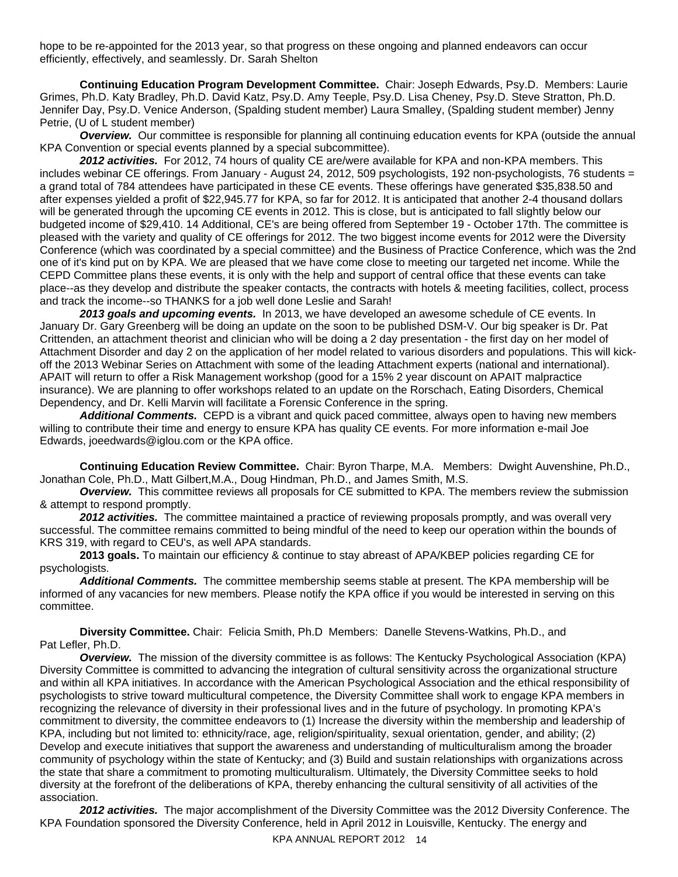hope to be re-appointed for the 2013 year, so that progress on these ongoing and planned endeavors can occur efficiently, effectively, and seamlessly. Dr. Sarah Shelton

**Continuing Education Program Development Committee.** Chair: Joseph Edwards, Psy.D. Members: Laurie Grimes, Ph.D. Katy Bradley, Ph.D. David Katz, Psy.D. Amy Teeple, Psy.D. Lisa Cheney, Psy.D. Steve Stratton, Ph.D. Jennifer Day, Psy.D. Venice Anderson, (Spalding student member) Laura Smalley, (Spalding student member) Jenny Petrie, (U of L student member)

***Overview.*** Our committee is responsible for planning all continuing education events for KPA (outside the annual KPA Convention or special events planned by a special subcommittee).

***2012 activities.*** For 2012, 74 hours of quality CE are/were available for KPA and non-KPA members. This includes webinar CE offerings. From January - August 24, 2012, 509 psychologists, 192 non-psychologists, 76 students = a grand total of 784 attendees have participated in these CE events. These offerings have generated $35,838.50 and after expenses yielded a profit of $22,945.77 for KPA, so far for 2012. It is anticipated that another 2-4 thousand dollars will be generated through the upcoming CE events in 2012. This is close, but is anticipated to fall slightly below our budgeted income of $29,410. 14 Additional, CE's are being offered from September 19 - October 17th. The committee is pleased with the variety and quality of CE offerings for 2012. The two biggest income events for 2012 were the Diversity Conference (which was coordinated by a special committee) and the Business of Practice Conference, which was the 2nd one of it's kind put on by KPA. We are pleased that we have come close to meeting our targeted net income. While the CEPD Committee plans these events, it is only with the help and support of central office that these events can take place--as they develop and distribute the speaker contacts, the contracts with hotels & meeting facilities, collect, process and track the income--so THANKS for a job well done Leslie and Sarah!

***2013 goals and upcoming events.*** In 2013, we have developed an awesome schedule of CE events. In January Dr. Gary Greenberg will be doing an update on the soon to be published DSM-V. Our big speaker is Dr. Pat Crittenden, an attachment theorist and clinician who will be doing a 2 day presentation - the first day on her model of Attachment Disorder and day 2 on the application of her model related to various disorders and populations. This will kick-off the 2013 Webinar Series on Attachment with some of the leading Attachment experts (national and international). APAIT will return to offer a Risk Management workshop (good for a 15% 2 year discount on APAIT malpractice insurance). We are planning to offer workshops related to an update on the Rorschach, Eating Disorders, Chemical Dependency, and Dr. Kelli Marvin will facilitate a Forensic Conference in the spring.

***Additional Comments.*** CEPD is a vibrant and quick paced committee, always open to having new members willing to contribute their time and energy to ensure KPA has quality CE events. For more information e-mail Joe Edwards, joeedwards@iglou.com or the KPA office.

**Continuing Education Review Committee.** Chair: Byron Tharpe, M.A. Members: Dwight Auvenshine, Ph.D., Jonathan Cole, Ph.D., Matt Gilbert,M.A., Doug Hindman, Ph.D., and James Smith, M.S.

***Overview.*** This committee reviews all proposals for CE submitted to KPA. The members review the submission & attempt to respond promptly.

***2012 activities.*** The committee maintained a practice of reviewing proposals promptly, and was overall very successful. The committee remains committed to being mindful of the need to keep our operation within the bounds of KRS 319, with regard to CEU's, as well APA standards.

**2013 goals.** To maintain our efficiency & continue to stay abreast of APA/KBEP policies regarding CE for psychologists.

***Additional Comments.*** The committee membership seems stable at present. The KPA membership will be informed of any vacancies for new members. Please notify the KPA office if you would be interested in serving on this committee.

**Diversity Committee.** Chair: Felicia Smith, Ph.D Members: Danelle Stevens-Watkins, Ph.D., and Pat Lefler, Ph.D.

***Overview.*** The mission of the diversity committee is as follows: The Kentucky Psychological Association (KPA) Diversity Committee is committed to advancing the integration of cultural sensitivity across the organizational structure and within all KPA initiatives. In accordance with the American Psychological Association and the ethical responsibility of psychologists to strive toward multicultural competence, the Diversity Committee shall work to engage KPA members in recognizing the relevance of diversity in their professional lives and in the future of psychology. In promoting KPA's commitment to diversity, the committee endeavors to (1) Increase the diversity within the membership and leadership of KPA, including but not limited to: ethnicity/race, age, religion/spirituality, sexual orientation, gender, and ability; (2) Develop and execute initiatives that support the awareness and understanding of multiculturalism among the broader community of psychology within the state of Kentucky; and (3) Build and sustain relationships with organizations across the state that share a commitment to promoting multiculturalism. Ultimately, the Diversity Committee seeks to hold diversity at the forefront of the deliberations of KPA, thereby enhancing the cultural sensitivity of all activities of the association.

***2012 activities.*** The major accomplishment of the Diversity Committee was the 2012 Diversity Conference. The KPA Foundation sponsored the Diversity Conference, held in April 2012 in Louisville, Kentucky. The energy and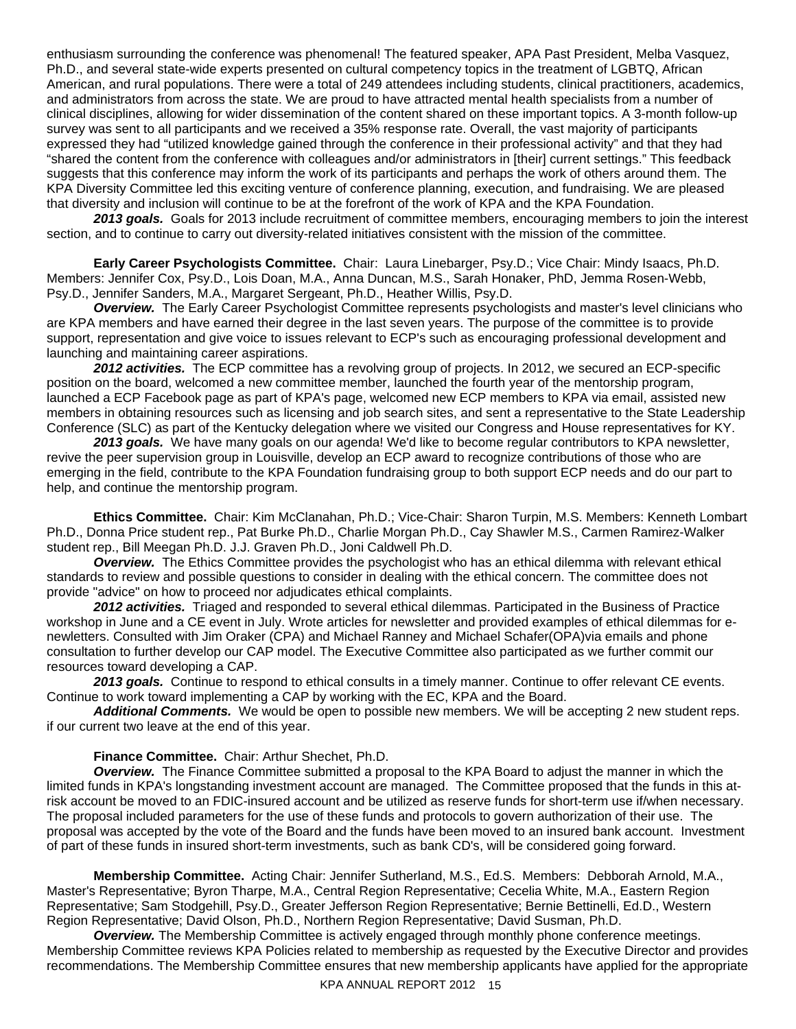enthusiasm surrounding the conference was phenomenal! The featured speaker, APA Past President, Melba Vasquez, Ph.D., and several state-wide experts presented on cultural competency topics in the treatment of LGBTQ, African American, and rural populations. There were a total of 249 attendees including students, clinical practitioners, academics, and administrators from across the state. We are proud to have attracted mental health specialists from a number of clinical disciplines, allowing for wider dissemination of the content shared on these important topics. A 3-month follow-up survey was sent to all participants and we received a 35% response rate. Overall, the vast majority of participants expressed they had "utilized knowledge gained through the conference in their professional activity" and that they had "shared the content from the conference with colleagues and/or administrators in [their] current settings." This feedback suggests that this conference may inform the work of its participants and perhaps the work of others around them. The KPA Diversity Committee led this exciting venture of conference planning, execution, and fundraising. We are pleased that diversity and inclusion will continue to be at the forefront of the work of KPA and the KPA Foundation.

***2013 goals.*** Goals for 2013 include recruitment of committee members, encouraging members to join the interest section, and to continue to carry out diversity-related initiatives consistent with the mission of the committee.

**Early Career Psychologists Committee.** Chair: Laura Linebarger, Psy.D.; Vice Chair: Mindy Isaacs, Ph.D. Members: Jennifer Cox, Psy.D., Lois Doan, M.A., Anna Duncan, M.S., Sarah Honaker, PhD, Jemma Rosen-Webb, Psy.D., Jennifer Sanders, M.A., Margaret Sergeant, Ph.D., Heather Willis, Psy.D.

***Overview.*** The Early Career Psychologist Committee represents psychologists and master's level clinicians who are KPA members and have earned their degree in the last seven years. The purpose of the committee is to provide support, representation and give voice to issues relevant to ECP's such as encouraging professional development and launching and maintaining career aspirations.

***2012 activities.*** The ECP committee has a revolving group of projects. In 2012, we secured an ECP-specific position on the board, welcomed a new committee member, launched the fourth year of the mentorship program, launched a ECP Facebook page as part of KPA's page, welcomed new ECP members to KPA via email, assisted new members in obtaining resources such as licensing and job search sites, and sent a representative to the State Leadership Conference (SLC) as part of the Kentucky delegation where we visited our Congress and House representatives for KY.

***2013 goals.*** We have many goals on our agenda! We'd like to become regular contributors to KPA newsletter, revive the peer supervision group in Louisville, develop an ECP award to recognize contributions of those who are emerging in the field, contribute to the KPA Foundation fundraising group to both support ECP needs and do our part to help, and continue the mentorship program.

**Ethics Committee.** Chair: Kim McClanahan, Ph.D.; Vice-Chair: Sharon Turpin, M.S. Members: Kenneth Lombart Ph.D., Donna Price student rep., Pat Burke Ph.D., Charlie Morgan Ph.D., Cay Shawler M.S., Carmen Ramirez-Walker student rep., Bill Meegan Ph.D. J.J. Graven Ph.D., Joni Caldwell Ph.D.

***Overview.*** The Ethics Committee provides the psychologist who has an ethical dilemma with relevant ethical standards to review and possible questions to consider in dealing with the ethical concern. The committee does not provide "advice" on how to proceed nor adjudicates ethical complaints.

***2012 activities.*** Triaged and responded to several ethical dilemmas. Participated in the Business of Practice workshop in June and a CE event in July. Wrote articles for newsletter and provided examples of ethical dilemmas for e-newletters. Consulted with Jim Oraker (CPA) and Michael Ranney and Michael Schafer(OPA)via emails and phone consultation to further develop our CAP model. The Executive Committee also participated as we further commit our resources toward developing a CAP.

***2013 goals.*** Continue to respond to ethical consults in a timely manner. Continue to offer relevant CE events. Continue to work toward implementing a CAP by working with the EC, KPA and the Board.

***Additional Comments.*** We would be open to possible new members. We will be accepting 2 new student reps. if our current two leave at the end of this year.

**Finance Committee.** Chair: Arthur Shechet, Ph.D.

***Overview.*** The Finance Committee submitted a proposal to the KPA Board to adjust the manner in which the limited funds in KPA's longstanding investment account are managed. The Committee proposed that the funds in this at-risk account be moved to an FDIC-insured account and be utilized as reserve funds for short-term use if/when necessary. The proposal included parameters for the use of these funds and protocols to govern authorization of their use. The proposal was accepted by the vote of the Board and the funds have been moved to an insured bank account. Investment of part of these funds in insured short-term investments, such as bank CD's, will be considered going forward.

**Membership Committee.** Acting Chair: Jennifer Sutherland, M.S., Ed.S. Members: Debborah Arnold, M.A., Master's Representative; Byron Tharpe, M.A., Central Region Representative; Cecelia White, M.A., Eastern Region Representative; Sam Stodgehill, Psy.D., Greater Jefferson Region Representative; Bernie Bettinelli, Ed.D., Western Region Representative; David Olson, Ph.D., Northern Region Representative; David Susman, Ph.D.

***Overview.*** The Membership Committee is actively engaged through monthly phone conference meetings. Membership Committee reviews KPA Policies related to membership as requested by the Executive Director and provides recommendations. The Membership Committee ensures that new membership applicants have applied for the appropriate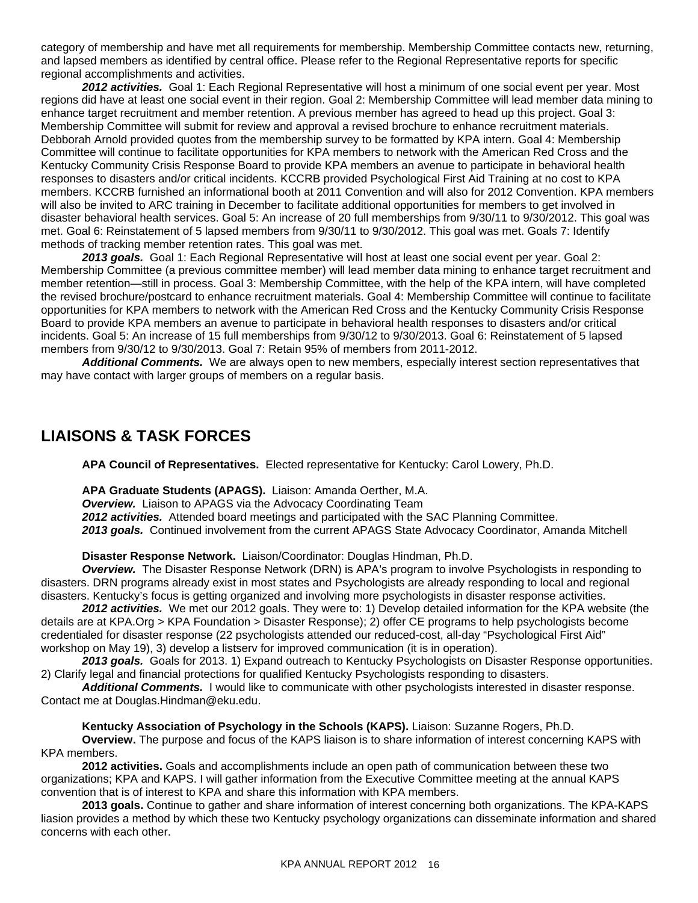category of membership and have met all requirements for membership. Membership Committee contacts new, returning, and lapsed members as identified by central office. Please refer to the Regional Representative reports for specific regional accomplishments and activities.

***2012 activities.*** Goal 1: Each Regional Representative will host a minimum of one social event per year. Most regions did have at least one social event in their region. Goal 2: Membership Committee will lead member data mining to enhance target recruitment and member retention. A previous member has agreed to head up this project. Goal 3: Membership Committee will submit for review and approval a revised brochure to enhance recruitment materials. Debborah Arnold provided quotes from the membership survey to be formatted by KPA intern. Goal 4: Membership Committee will continue to facilitate opportunities for KPA members to network with the American Red Cross and the Kentucky Community Crisis Response Board to provide KPA members an avenue to participate in behavioral health responses to disasters and/or critical incidents. KCCRB provided Psychological First Aid Training at no cost to KPA members. KCCRB furnished an informational booth at 2011 Convention and will also for 2012 Convention. KPA members will also be invited to ARC training in December to facilitate additional opportunities for members to get involved in disaster behavioral health services. Goal 5: An increase of 20 full memberships from 9/30/11 to 9/30/2012. This goal was met. Goal 6: Reinstatement of 5 lapsed members from 9/30/11 to 9/30/2012. This goal was met. Goals 7: Identify methods of tracking member retention rates. This goal was met.

***2013 goals.*** Goal 1: Each Regional Representative will host at least one social event per year. Goal 2: Membership Committee (a previous committee member) will lead member data mining to enhance target recruitment and member retention—still in process. Goal 3: Membership Committee, with the help of the KPA intern, will have completed the revised brochure/postcard to enhance recruitment materials. Goal 4: Membership Committee will continue to facilitate opportunities for KPA members to network with the American Red Cross and the Kentucky Community Crisis Response Board to provide KPA members an avenue to participate in behavioral health responses to disasters and/or critical incidents. Goal 5: An increase of 15 full memberships from 9/30/12 to 9/30/2013. Goal 6: Reinstatement of 5 lapsed members from 9/30/12 to 9/30/2013. Goal 7: Retain 95% of members from 2011-2012.

***Additional Comments.*** We are always open to new members, especially interest section representatives that may have contact with larger groups of members on a regular basis.

## LIAISONS & TASK FORCES

**APA Council of Representatives.** Elected representative for Kentucky: Carol Lowery, Ph.D.

**APA Graduate Students (APAGS).** Liaison: Amanda Oerther, M.A.
***Overview.*** Liaison to APAGS via the Advocacy Coordinating Team
***2012 activities.*** Attended board meetings and participated with the SAC Planning Committee.
***2013 goals.*** Continued involvement from the current APAGS State Advocacy Coordinator, Amanda Mitchell

**Disaster Response Network.** Liaison/Coordinator: Douglas Hindman, Ph.D.

***Overview.*** The Disaster Response Network (DRN) is APA's program to involve Psychologists in responding to disasters. DRN programs already exist in most states and Psychologists are already responding to local and regional disasters. Kentucky's focus is getting organized and involving more psychologists in disaster response activities.

***2012 activities.*** We met our 2012 goals. They were to: 1) Develop detailed information for the KPA website (the details are at KPA.Org > KPA Foundation > Disaster Response); 2) offer CE programs to help psychologists become credentialed for disaster response (22 psychologists attended our reduced-cost, all-day "Psychological First Aid" workshop on May 19), 3) develop a listserv for improved communication (it is in operation).

***2013 goals.*** Goals for 2013. 1) Expand outreach to Kentucky Psychologists on Disaster Response opportunities. 2) Clarify legal and financial protections for qualified Kentucky Psychologists responding to disasters.

***Additional Comments.*** I would like to communicate with other psychologists interested in disaster response. Contact me at Douglas.Hindman@eku.edu.

**Kentucky Association of Psychology in the Schools (KAPS).** Liaison: Suzanne Rogers, Ph.D.

**Overview.** The purpose and focus of the KAPS liaison is to share information of interest concerning KAPS with KPA members.

**2012 activities.** Goals and accomplishments include an open path of communication between these two organizations; KPA and KAPS. I will gather information from the Executive Committee meeting at the annual KAPS convention that is of interest to KPA and share this information with KPA members.

**2013 goals.** Continue to gather and share information of interest concerning both organizations. The KPA-KAPS liasion provides a method by which these two Kentucky psychology organizations can disseminate information and shared concerns with each other.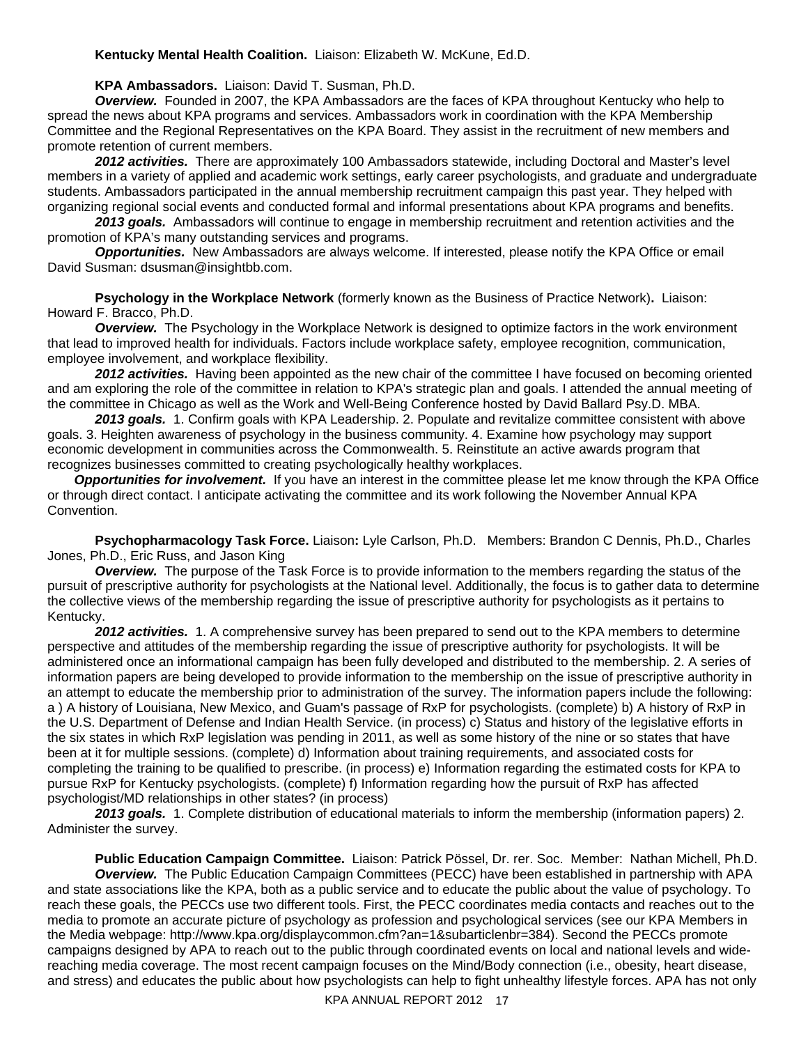**Kentucky Mental Health Coalition.** Liaison: Elizabeth W. McKune, Ed.D.

**KPA Ambassadors.** Liaison: David T. Susman, Ph.D.

***Overview.*** Founded in 2007, the KPA Ambassadors are the faces of KPA throughout Kentucky who help to spread the news about KPA programs and services. Ambassadors work in coordination with the KPA Membership Committee and the Regional Representatives on the KPA Board. They assist in the recruitment of new members and promote retention of current members.

***2012 activities.*** There are approximately 100 Ambassadors statewide, including Doctoral and Master's level members in a variety of applied and academic work settings, early career psychologists, and graduate and undergraduate students. Ambassadors participated in the annual membership recruitment campaign this past year. They helped with organizing regional social events and conducted formal and informal presentations about KPA programs and benefits.

***2013 goals.*** Ambassadors will continue to engage in membership recruitment and retention activities and the promotion of KPA's many outstanding services and programs.

***Opportunities.*** New Ambassadors are always welcome. If interested, please notify the KPA Office or email David Susman: dsusman@insightbb.com.

**Psychology in the Workplace Network** (formerly known as the Business of Practice Network)**.** Liaison: Howard F. Bracco, Ph.D.

***Overview.*** The Psychology in the Workplace Network is designed to optimize factors in the work environment that lead to improved health for individuals. Factors include workplace safety, employee recognition, communication, employee involvement, and workplace flexibility.

***2012 activities.*** Having been appointed as the new chair of the committee I have focused on becoming oriented and am exploring the role of the committee in relation to KPA's strategic plan and goals. I attended the annual meeting of the committee in Chicago as well as the Work and Well-Being Conference hosted by David Ballard Psy.D. MBA.

***2013 goals.*** 1. Confirm goals with KPA Leadership. 2. Populate and revitalize committee consistent with above goals. 3. Heighten awareness of psychology in the business community. 4. Examine how psychology may support economic development in communities across the Commonwealth. 5. Reinstitute an active awards program that recognizes businesses committed to creating psychologically healthy workplaces.

***Opportunities for involvement.*** If you have an interest in the committee please let me know through the KPA Office or through direct contact. I anticipate activating the committee and its work following the November Annual KPA Convention.

**Psychopharmacology Task Force.** Liaison**:** Lyle Carlson, Ph.D. Members: Brandon C Dennis, Ph.D., Charles Jones, Ph.D., Eric Russ, and Jason King

***Overview.*** The purpose of the Task Force is to provide information to the members regarding the status of the pursuit of prescriptive authority for psychologists at the National level. Additionally, the focus is to gather data to determine the collective views of the membership regarding the issue of prescriptive authority for psychologists as it pertains to Kentucky.

***2012 activities.*** 1. A comprehensive survey has been prepared to send out to the KPA members to determine perspective and attitudes of the membership regarding the issue of prescriptive authority for psychologists. It will be administered once an informational campaign has been fully developed and distributed to the membership. 2. A series of information papers are being developed to provide information to the membership on the issue of prescriptive authority in an attempt to educate the membership prior to administration of the survey. The information papers include the following: a ) A history of Louisiana, New Mexico, and Guam's passage of RxP for psychologists. (complete) b) A history of RxP in the U.S. Department of Defense and Indian Health Service. (in process) c) Status and history of the legislative efforts in the six states in which RxP legislation was pending in 2011, as well as some history of the nine or so states that have been at it for multiple sessions. (complete) d) Information about training requirements, and associated costs for completing the training to be qualified to prescribe. (in process) e) Information regarding the estimated costs for KPA to pursue RxP for Kentucky psychologists. (complete) f) Information regarding how the pursuit of RxP has affected psychologist/MD relationships in other states? (in process)

***2013 goals.*** 1. Complete distribution of educational materials to inform the membership (information papers) 2. Administer the survey.

**Public Education Campaign Committee.** Liaison: Patrick Pössel, Dr. rer. Soc. Member: Nathan Michell, Ph.D.

***Overview.*** The Public Education Campaign Committees (PECC) have been established in partnership with APA and state associations like the KPA, both as a public service and to educate the public about the value of psychology. To reach these goals, the PECCs use two different tools. First, the PECC coordinates media contacts and reaches out to the media to promote an accurate picture of psychology as profession and psychological services (see our KPA Members in the Media webpage: http://www.kpa.org/displaycommon.cfm?an=1&subarticlenbr=384). Second the PECCs promote campaigns designed by APA to reach out to the public through coordinated events on local and national levels and wide-reaching media coverage. The most recent campaign focuses on the Mind/Body connection (i.e., obesity, heart disease, and stress) and educates the public about how psychologists can help to fight unhealthy lifestyle forces. APA has not only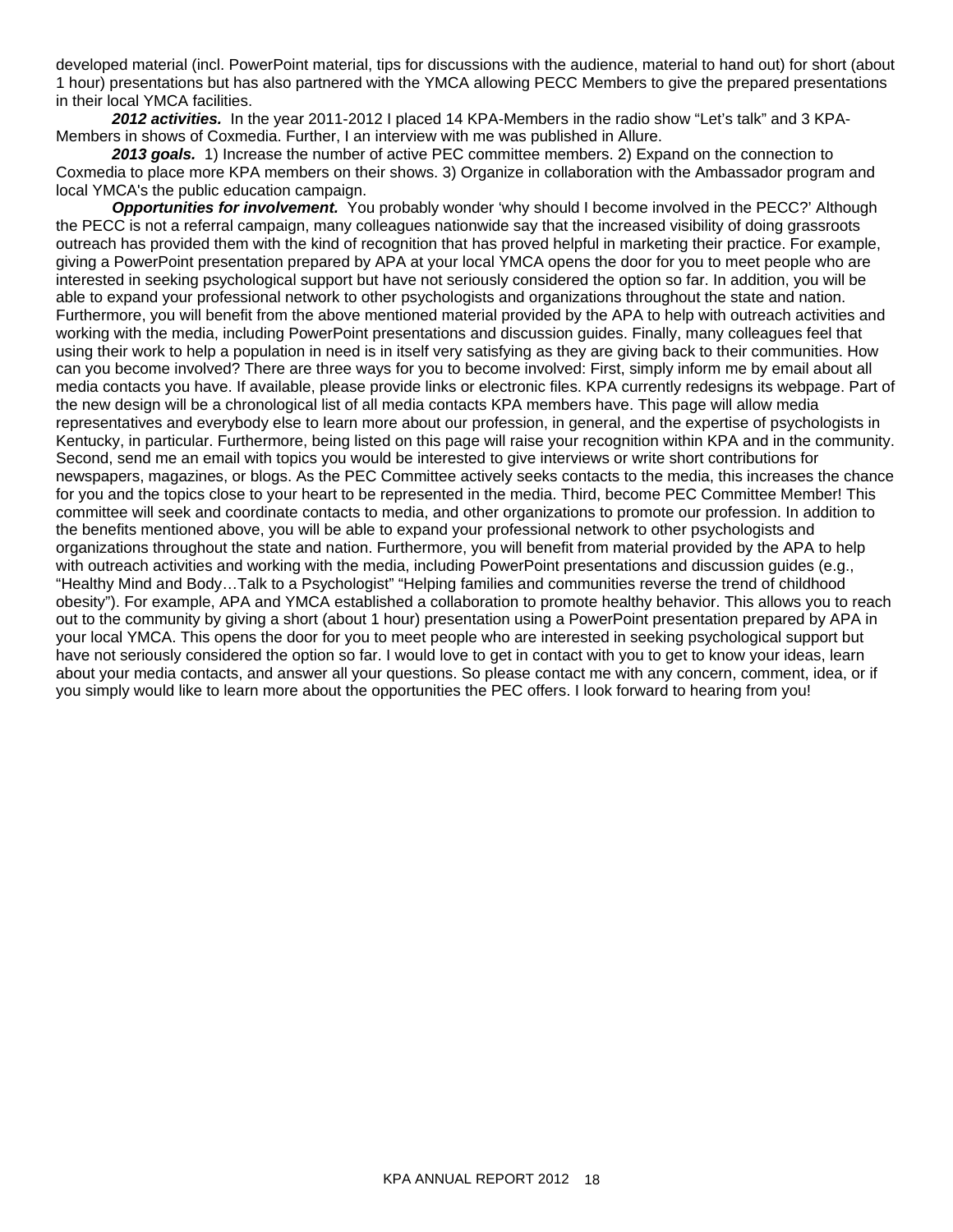developed material (incl. PowerPoint material, tips for discussions with the audience, material to hand out) for short (about 1 hour) presentations but has also partnered with the YMCA allowing PECC Members to give the prepared presentations in their local YMCA facilities.

***2012 activities.*** In the year 2011-2012 I placed 14 KPA-Members in the radio show "Let's talk" and 3 KPA-Members in shows of Coxmedia. Further, I an interview with me was published in Allure.

***2013 goals.*** 1) Increase the number of active PEC committee members. 2) Expand on the connection to Coxmedia to place more KPA members on their shows. 3) Organize in collaboration with the Ambassador program and local YMCA's the public education campaign.

***Opportunities for involvement.*** You probably wonder 'why should I become involved in the PECC?' Although the PECC is not a referral campaign, many colleagues nationwide say that the increased visibility of doing grassroots outreach has provided them with the kind of recognition that has proved helpful in marketing their practice. For example, giving a PowerPoint presentation prepared by APA at your local YMCA opens the door for you to meet people who are interested in seeking psychological support but have not seriously considered the option so far. In addition, you will be able to expand your professional network to other psychologists and organizations throughout the state and nation. Furthermore, you will benefit from the above mentioned material provided by the APA to help with outreach activities and working with the media, including PowerPoint presentations and discussion guides. Finally, many colleagues feel that using their work to help a population in need is in itself very satisfying as they are giving back to their communities. How can you become involved? There are three ways for you to become involved: First, simply inform me by email about all media contacts you have. If available, please provide links or electronic files. KPA currently redesigns its webpage. Part of the new design will be a chronological list of all media contacts KPA members have. This page will allow media representatives and everybody else to learn more about our profession, in general, and the expertise of psychologists in Kentucky, in particular. Furthermore, being listed on this page will raise your recognition within KPA and in the community. Second, send me an email with topics you would be interested to give interviews or write short contributions for newspapers, magazines, or blogs. As the PEC Committee actively seeks contacts to the media, this increases the chance for you and the topics close to your heart to be represented in the media. Third, become PEC Committee Member! This committee will seek and coordinate contacts to media, and other organizations to promote our profession. In addition to the benefits mentioned above, you will be able to expand your professional network to other psychologists and organizations throughout the state and nation. Furthermore, you will benefit from material provided by the APA to help with outreach activities and working with the media, including PowerPoint presentations and discussion guides (e.g., "Healthy Mind and Body…Talk to a Psychologist" "Helping families and communities reverse the trend of childhood obesity"). For example, APA and YMCA established a collaboration to promote healthy behavior. This allows you to reach out to the community by giving a short (about 1 hour) presentation using a PowerPoint presentation prepared by APA in your local YMCA. This opens the door for you to meet people who are interested in seeking psychological support but have not seriously considered the option so far. I would love to get in contact with you to get to know your ideas, learn about your media contacts, and answer all your questions. So please contact me with any concern, comment, idea, or if you simply would like to learn more about the opportunities the PEC offers. I look forward to hearing from you!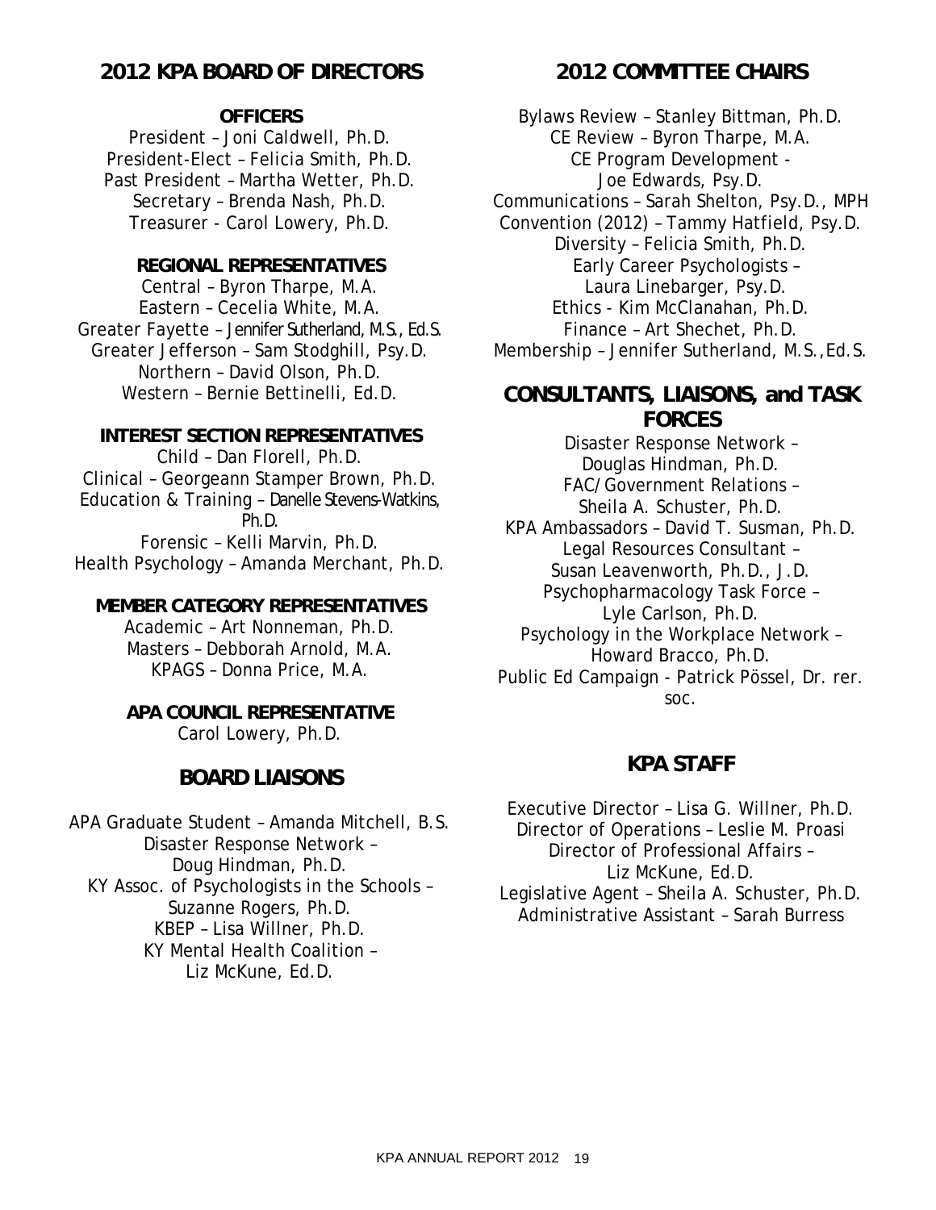## 2012 KPA BOARD OF DIRECTORS

### OFFICERS

President – Joni Caldwell, Ph.D.
President-Elect – Felicia Smith, Ph.D.
Past President – Martha Wetter, Ph.D.
Secretary – Brenda Nash, Ph.D.
Treasurer - Carol Lowery, Ph.D.

### REGIONAL REPRESENTATIVES

Central – Byron Tharpe, M.A.
Eastern – Cecelia White, M.A.
Greater Fayette – Jennifer Sutherland, M.S., Ed.S.
Greater Jefferson – Sam Stodghill, Psy.D.
Northern – David Olson, Ph.D.
Western – Bernie Bettinelli, Ed.D.

### INTEREST SECTION REPRESENTATIVES

Child – Dan Florell, Ph.D.
Clinical – Georgeann Stamper Brown, Ph.D.
Education & Training – Danelle Stevens-Watkins, Ph.D.
Forensic – Kelli Marvin, Ph.D.
Health Psychology – Amanda Merchant, Ph.D.

### MEMBER CATEGORY REPRESENTATIVES

Academic – Art Nonneman, Ph.D.
Masters – Debborah Arnold, M.A.
KPAGS – Donna Price, M.A.

### APA COUNCIL REPRESENTATIVE

Carol Lowery, Ph.D.

## BOARD LIAISONS

APA Graduate Student – Amanda Mitchell, B.S.
Disaster Response Network – Doug Hindman, Ph.D.
KY Assoc. of Psychologists in the Schools – Suzanne Rogers, Ph.D.
KBEP – Lisa Willner, Ph.D.
KY Mental Health Coalition – Liz McKune, Ed.D.

## 2012 COMMITTEE CHAIRS

Bylaws Review – Stanley Bittman, Ph.D.
CE Review – Byron Tharpe, M.A.
CE Program Development - Joe Edwards, Psy.D.
Communications – Sarah Shelton, Psy.D., MPH
Convention (2012) – Tammy Hatfield, Psy.D.
Diversity – Felicia Smith, Ph.D.
Early Career Psychologists – Laura Linebarger, Psy.D.
Ethics - Kim McClanahan, Ph.D.
Finance – Art Shechet, Ph.D.
Membership – Jennifer Sutherland, M.S.,Ed.S.

## CONSULTANTS, LIAISONS, and TASK FORCES

Disaster Response Network – Douglas Hindman, Ph.D.
FAC/Government Relations – Sheila A. Schuster, Ph.D.
KPA Ambassadors – David T. Susman, Ph.D.
Legal Resources Consultant – Susan Leavenworth, Ph.D., J.D.
Psychopharmacology Task Force – Lyle Carlson, Ph.D.
Psychology in the Workplace Network – Howard Bracco, Ph.D.
Public Ed Campaign - Patrick Pössel, Dr. rer. soc.

## KPA STAFF

Executive Director – Lisa G. Willner, Ph.D.
Director of Operations – Leslie M. Proasi
Director of Professional Affairs – Liz McKune, Ed.D.
Legislative Agent – Sheila A. Schuster, Ph.D.
Administrative Assistant – Sarah Burress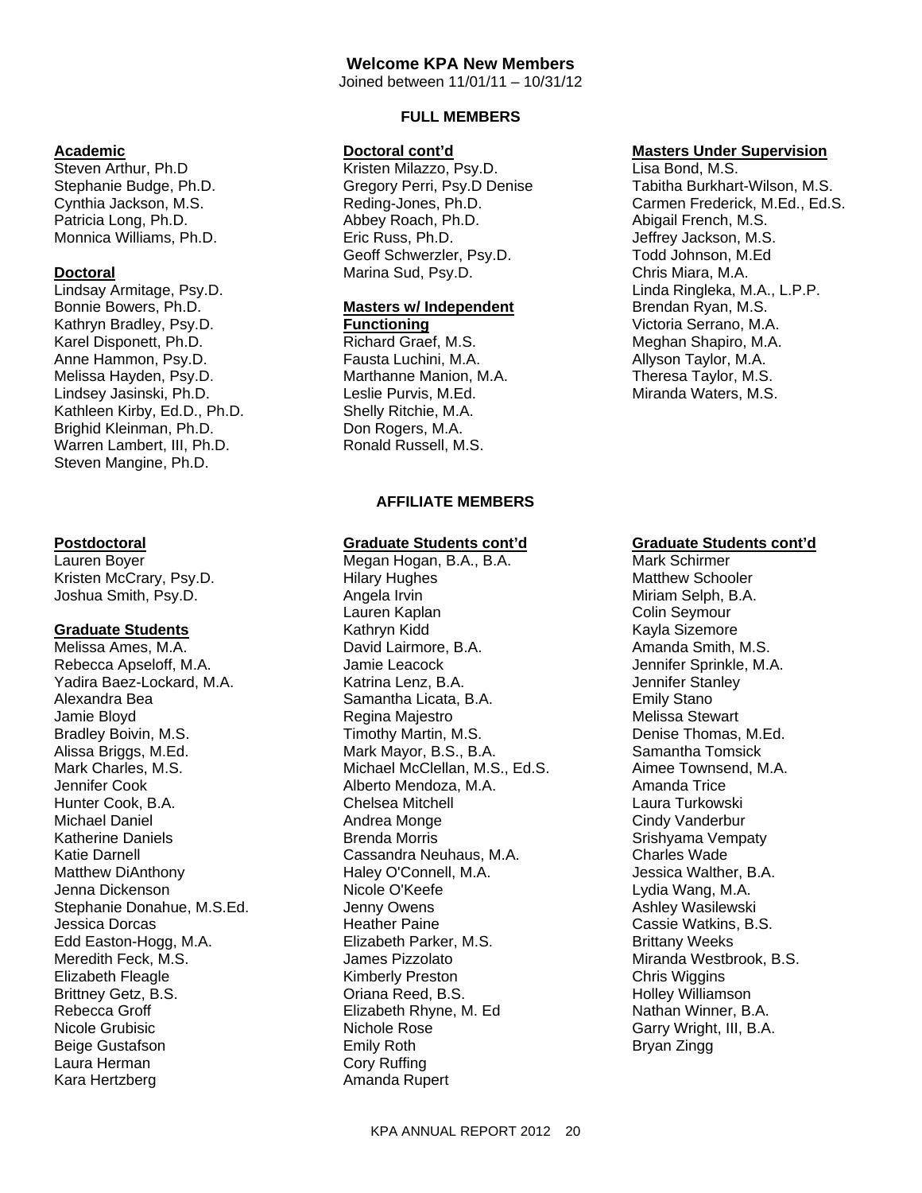# Welcome KPA New Members

Joined between 11/01/11 – 10/31/12

## FULL MEMBERS

### Academic

Steven Arthur, Ph.D
Stephanie Budge, Ph.D.
Cynthia Jackson, M.S.
Patricia Long, Ph.D.
Monnica Williams, Ph.D.

### Doctoral

Lindsay Armitage, Psy.D.
Bonnie Bowers, Ph.D.
Kathryn Bradley, Psy.D.
Karel Disponett, Ph.D.
Anne Hammon, Psy.D.
Melissa Hayden, Psy.D.
Lindsey Jasinski, Ph.D.
Kathleen Kirby, Ed.D., Ph.D.
Brighid Kleinman, Ph.D.
Warren Lambert, III, Ph.D.
Steven Mangine, Ph.D.

### Doctoral cont'd

Kristen Milazzo, Psy.D.
Gregory Perri, Psy.D
Denise Reding-Jones, Ph.D.
Abbey Roach, Ph.D.
Eric Russ, Ph.D.
Geoff Schwerzler, Psy.D.
Marina Sud, Psy.D.

### Masters w/ Independent Functioning

Richard Graef, M.S.
Fausta Luchini, M.A.
Marthanne Manion, M.A.
Leslie Purvis, M.Ed.
Shelly Ritchie, M.A.
Don Rogers, M.A.
Ronald Russell, M.S.

### Masters Under Supervision

Lisa Bond, M.S.
Tabitha Burkhart-Wilson, M.S.
Carmen Frederick, M.Ed., Ed.S.
Abigail French, M.S.
Jeffrey Jackson, M.S.
Todd Johnson, M.Ed
Chris Miara, M.A.
Linda Ringleka, M.A., L.P.P.
Brendan Ryan, M.S.
Victoria Serrano, M.A.
Meghan Shapiro, M.A.
Allyson Taylor, M.A.
Theresa Taylor, M.S.
Miranda Waters, M.S.

## AFFILIATE MEMBERS

### Postdoctoral

Lauren Boyer
Kristen McCrary, Psy.D.
Joshua Smith, Psy.D.

### Graduate Students

Melissa Ames, M.A.
Rebecca Apseloff, M.A.
Yadira Baez-Lockard, M.A.
Alexandra Bea
Jamie Bloyd
Bradley Boivin, M.S.
Alissa Briggs, M.Ed.
Mark Charles, M.S.
Jennifer Cook
Hunter Cook, B.A.
Michael Daniel
Katherine Daniels
Katie Darnell
Matthew DiAnthony
Jenna Dickenson
Stephanie Donahue, M.S.Ed.
Jessica Dorcas
Edd Easton-Hogg, M.A.
Meredith Feck, M.S.
Elizabeth Fleagle
Brittney Getz, B.S.
Rebecca Groff
Nicole Grubisic
Beige Gustafson
Laura Herman
Kara Hertzberg

### Graduate Students cont'd

Megan Hogan, B.A., B.A.
Hilary Hughes
Angela Irvin
Lauren Kaplan
Kathryn Kidd
David Lairmore, B.A.
Jamie Leacock
Katrina Lenz, B.A.
Samantha Licata, B.A.
Regina Majestro
Timothy Martin, M.S.
Mark Mayor, B.S., B.A.
Michael McClellan, M.S., Ed.S.
Alberto Mendoza, M.A.
Chelsea Mitchell
Andrea Monge
Brenda Morris
Cassandra Neuhaus, M.A.
Haley O'Connell, M.A.
Nicole O'Keefe
Jenny Owens
Heather Paine
Elizabeth Parker, M.S.
James Pizzolato
Kimberly Preston
Oriana Reed, B.S.
Elizabeth Rhyne, M. Ed
Nichole Rose
Emily Roth
Cory Ruffing
Amanda Rupert

### Graduate Students cont'd

Mark Schirmer
Matthew Schooler
Miriam Selph, B.A.
Colin Seymour
Kayla Sizemore
Amanda Smith, M.S.
Jennifer Sprinkle, M.A.
Jennifer Stanley
Emily Stano
Melissa Stewart
Denise Thomas, M.Ed.
Samantha Tomsick
Aimee Townsend, M.A.
Amanda Trice
Laura Turkowski
Cindy Vanderbur
Srishyama Vempaty
Charles Wade
Jessica Walther, B.A.
Lydia Wang, M.A.
Ashley Wasilewski
Cassie Watkins, B.S.
Brittany Weeks
Miranda Westbrook, B.S.
Chris Wiggins
Holley Williamson
Nathan Winner, B.A.
Garry Wright, III, B.A.
Bryan Zingg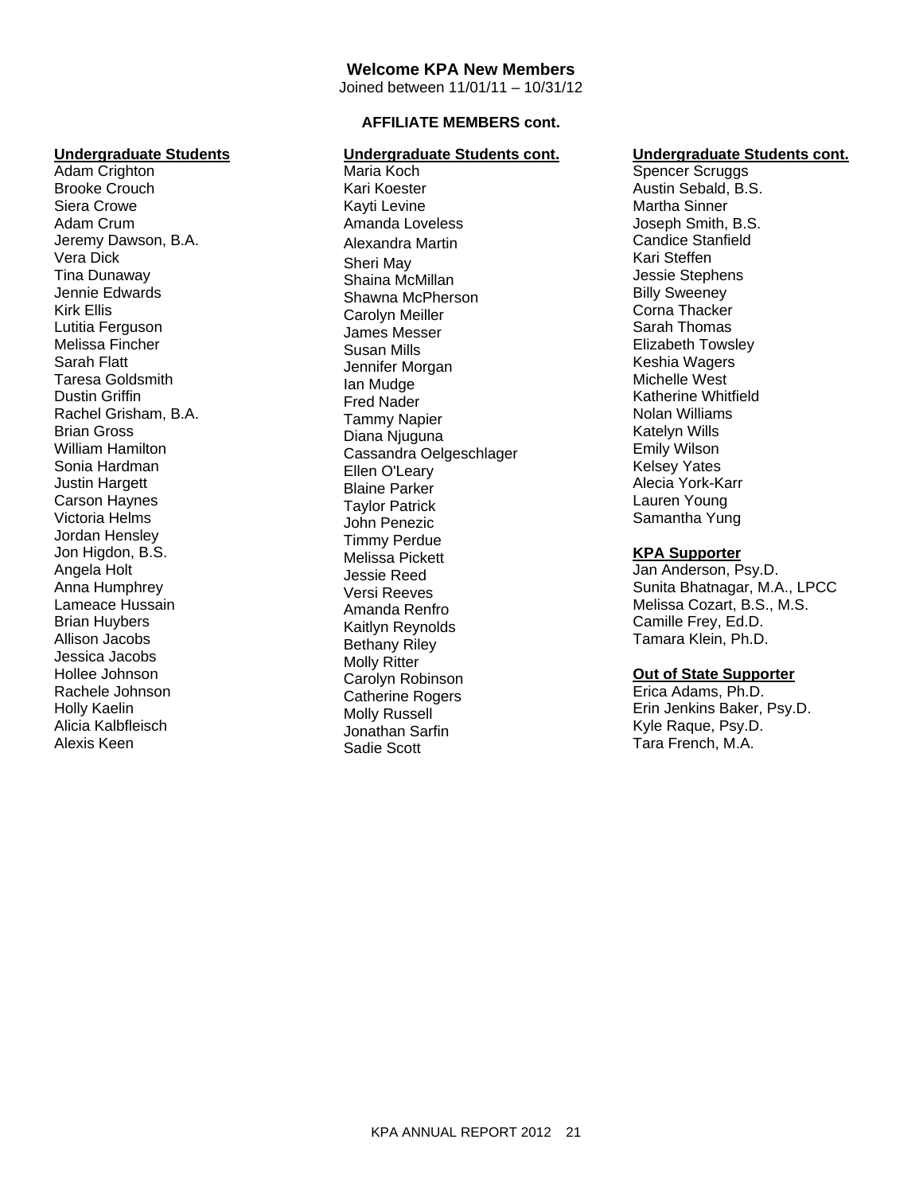# Welcome KPA New Members

Joined between 11/01/11 – 10/31/12

## AFFILIATE MEMBERS cont.

### Undergraduate Students

Adam Crighton
Brooke Crouch
Siera Crowe
Adam Crum
Jeremy Dawson, B.A.
Vera Dick
Tina Dunaway
Jennie Edwards
Kirk Ellis
Lutitia Ferguson
Melissa Fincher
Sarah Flatt
Taresa Goldsmith
Dustin Griffin
Rachel Grisham, B.A.
Brian Gross
William Hamilton
Sonia Hardman
Justin Hargett
Carson Haynes
Victoria Helms
Jordan Hensley
Jon Higdon, B.S.
Angela Holt
Anna Humphrey
Lameace Hussain
Brian Huybers
Allison Jacobs
Jessica Jacobs
Hollee Johnson
Rachele Johnson
Holly Kaelin
Alicia Kalbfleisch
Alexis Keen

### Undergraduate Students cont.

Maria Koch
Kari Koester
Kayti Levine
Amanda Loveless
Alexandra Martin
Sheri May
Shaina McMillan
Shawna McPherson
Carolyn Meiller
James Messer
Susan Mills
Jennifer Morgan
Ian Mudge
Fred Nader
Tammy Napier
Diana Njuguna
Cassandra Oelgeschlager
Ellen O'Leary
Blaine Parker
Taylor Patrick
John Penezic
Timmy Perdue
Melissa Pickett
Jessie Reed
Versi Reeves
Amanda Renfro
Kaitlyn Reynolds
Bethany Riley
Molly Ritter
Carolyn Robinson
Catherine Rogers
Molly Russell
Jonathan Sarfin
Sadie Scott

### Undergraduate Students cont.

Spencer Scruggs
Austin Sebald, B.S.
Martha Sinner
Joseph Smith, B.S.
Candice Stanfield
Kari Steffen
Jessie Stephens
Billy Sweeney
Corna Thacker
Sarah Thomas
Elizabeth Towsley
Keshia Wagers
Michelle West
Katherine Whitfield
Nolan Williams
Katelyn Wills
Emily Wilson
Kelsey Yates
Alecia York-Karr
Lauren Young
Samantha Yung

### KPA Supporter

Jan Anderson, Psy.D.
Sunita Bhatnagar, M.A., LPCC
Melissa Cozart, B.S., M.S.
Camille Frey, Ed.D.
Tamara Klein, Ph.D.

### Out of State Supporter

Erica Adams, Ph.D.
Erin Jenkins Baker, Psy.D.
Kyle Raque, Psy.D.
Tara French, M.A.